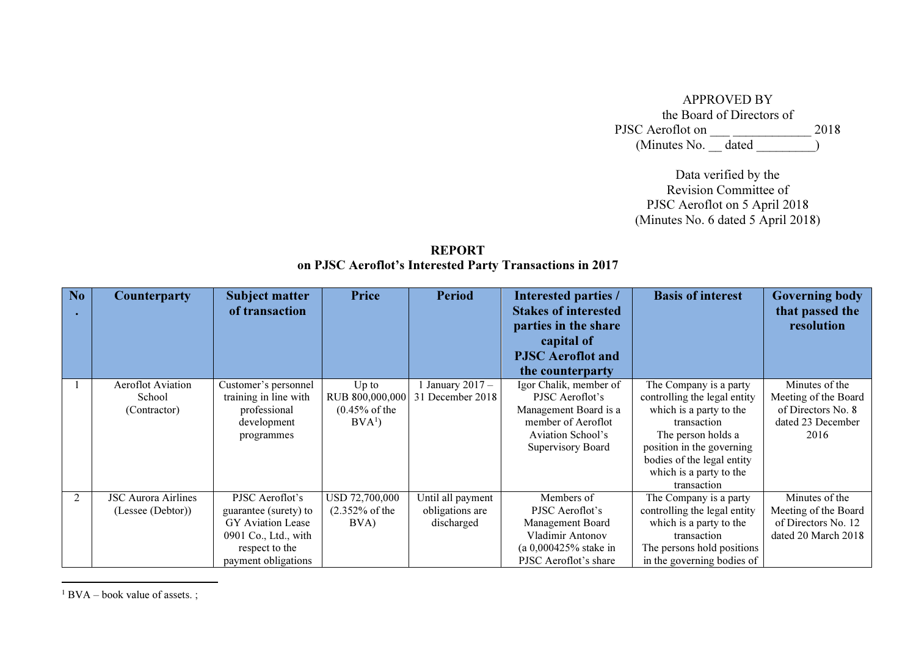APPROVED BY
the Board of Directors of
PJSC Aeroflot on ___ ___________ 2018
(Minutes No. __ dated ________)

Data verified by the
Revision Committee of
PJSC Aeroflot on 5 April 2018
(Minutes No. 6 dated 5 April 2018)

**REPORT**
**on PJSC Aeroflot's Interested Party Transactions in 2017**

| No. | Counterparty | Subject matter of transaction | Price | Period | Interested parties / Stakes of interested parties in the share capital of PJSC Aeroflot and the counterparty | Basis of interest | Governing body that passed the resolution |
|---|---|---|---|---|---|---|---|
| 1 | Aeroflot Aviation School (Contractor) | Customer's personnel training in line with professional development programmes | Up to RUB 800,000,000 (0.45% of the BVA[1]) | 1 January 2017 – 31 December 2018 | Igor Chalik, member of PJSC Aeroflot's Management Board is a member of Aeroflot Aviation School's Supervisory Board | The Company is a party controlling the legal entity which is a party to the transaction<br>The person holds a position in the governing bodies of the legal entity which is a party to the transaction | Minutes of the Meeting of the Board of Directors No. 8 dated 23 December 2016 |
| 2 | JSC Aurora Airlines (Lessee (Debtor)) | PJSC Aeroflot's guarantee (surety) to GY Aviation Lease 0901 Co., Ltd., with respect to the payment obligations | USD 72,700,000 (2.352% of the BVA) | Until all payment obligations are discharged | Members of PJSC Aeroflot's Management Board Vladimir Antonov (a 0,000425% stake in PJSC Aeroflot's share | The Company is a party controlling the legal entity which is a party to the transaction<br>The persons hold positions in the governing bodies of | Minutes of the Meeting of the Board of Directors No. 12 dated 20 March 2018 |

[1] BVA – book value of assets. ;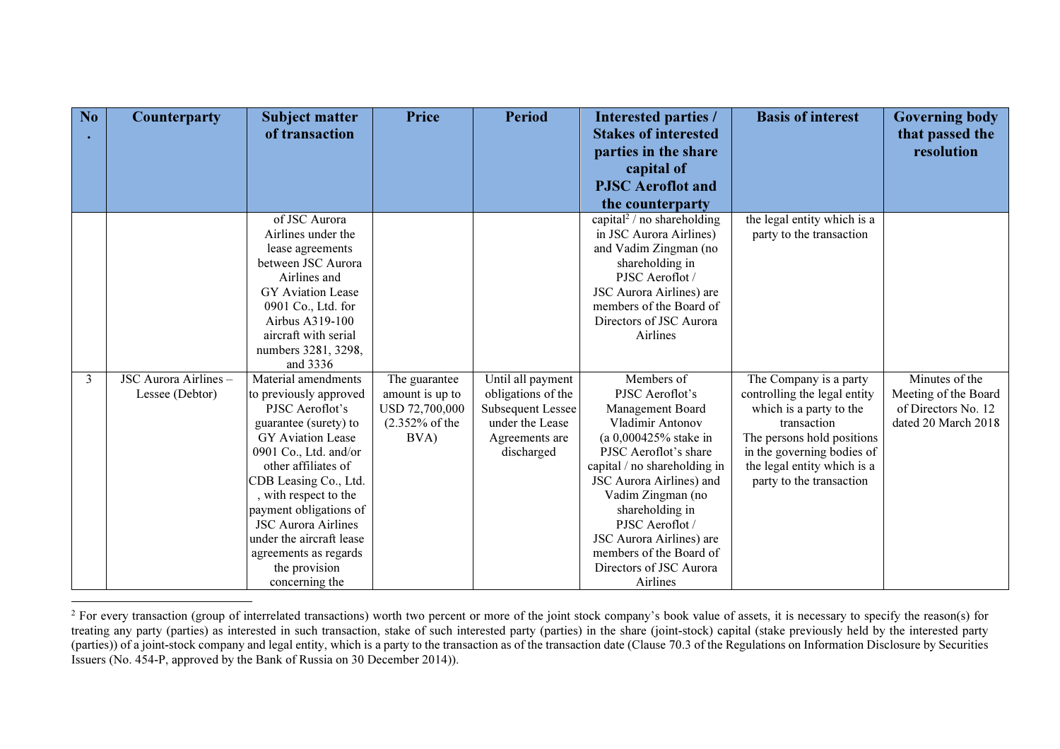| No. | Counterparty | Subject matter of transaction | Price | Period | Interested parties / Stakes of interested parties in the share capital of PJSC Aeroflot and the counterparty | Basis of interest | Governing body that passed the resolution |
|---|---|---|---|---|---|---|---|
| | | of JSC Aurora Airlines under the lease agreements between JSC Aurora Airlines and GY Aviation Lease 0901 Co., Ltd. for Airbus A319-100 aircraft with serial numbers 3281, 3298, and 3336 | | | capital[2] / no shareholding in JSC Aurora Airlines) and Vadim Zingman (no shareholding in PJSC Aeroflot / JSC Aurora Airlines) are members of the Board of Directors of JSC Aurora Airlines | the legal entity which is a party to the transaction | |
| 3 | JSC Aurora Airlines – Lessee (Debtor) | Material amendments to previously approved PJSC Aeroflot's guarantee (surety) to GY Aviation Lease 0901 Co., Ltd. and/or other affiliates of CDB Leasing Co., Ltd. , with respect to the payment obligations of JSC Aurora Airlines under the aircraft lease agreements as regards the provision concerning the | The guarantee amount is up to USD 72,700,000 (2.352% of the BVA) | Until all payment obligations of the Subsequent Lessee under the Lease Agreements are discharged | Members of PJSC Aeroflot's Management Board Vladimir Antonov (a 0,000425% stake in PJSC Aeroflot's share capital / no shareholding in JSC Aurora Airlines) and Vadim Zingman (no shareholding in PJSC Aeroflot / JSC Aurora Airlines) are members of the Board of Directors of JSC Aurora Airlines | The Company is a party controlling the legal entity which is a party to the transaction The persons hold positions in the governing bodies of the legal entity which is a party to the transaction | Minutes of the Meeting of the Board of Directors No. 12 dated 20 March 2018 |

[2] For every transaction (group of interrelated transactions) worth two percent or more of the joint stock company's book value of assets, it is necessary to specify the reason(s) for treating any party (parties) as interested in such transaction, stake of such interested party (parties) in the share (joint-stock) capital (stake previously held by the interested party (parties)) of a joint-stock company and legal entity, which is a party to the transaction as of the transaction date (Clause 70.3 of the Regulations on Information Disclosure by Securities Issuers (No. 454-P, approved by the Bank of Russia on 30 December 2014)).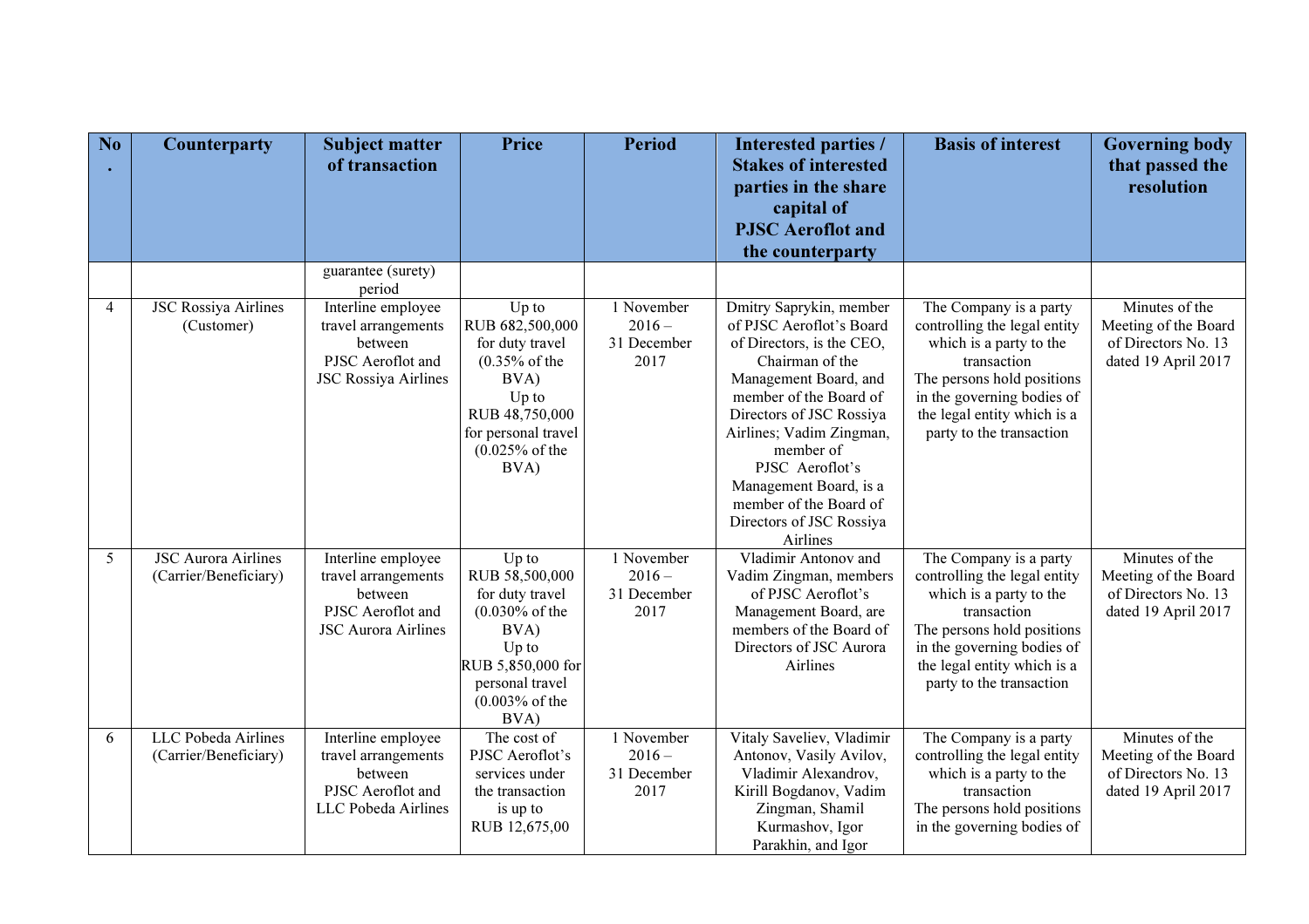| No. | Counterparty | Subject matter of transaction | Price | Period | Interested parties / Stakes of interested parties in the share capital of PJSC Aeroflot and the counterparty | Basis of interest | Governing body that passed the resolution |
|---|---|---|---|---|---|---|---|
| | | guarantee (surety) period | | | | | |
| 4 | JSC Rossiya Airlines (Customer) | Interline employee travel arrangements between PJSC Aeroflot and JSC Rossiya Airlines | Up to RUB 682,500,000 for duty travel (0.35% of the BVA) Up to RUB 48,750,000 for personal travel (0.025% of the BVA) | 1 November 2016 – 31 December 2017 | Dmitry Saprykin, member of PJSC Aeroflot's Board of Directors, is the CEO, Chairman of the Management Board, and member of the Board of Directors of JSC Rossiya Airlines; Vadim Zingman, member of PJSC Aeroflot's Management Board, is a member of the Board of Directors of JSC Rossiya Airlines | The Company is a party controlling the legal entity which is a party to the transaction The persons hold positions in the governing bodies of the legal entity which is a party to the transaction | Minutes of the Meeting of the Board of Directors No. 13 dated 19 April 2017 |
| 5 | JSC Aurora Airlines (Carrier/Beneficiary) | Interline employee travel arrangements between PJSC Aeroflot and JSC Aurora Airlines | Up to RUB 58,500,000 for duty travel (0.030% of the BVA) Up to RUB 5,850,000 for personal travel (0.003% of the BVA) | 1 November 2016 – 31 December 2017 | Vladimir Antonov and Vadim Zingman, members of PJSC Aeroflot's Management Board, are members of the Board of Directors of JSC Aurora Airlines | The Company is a party controlling the legal entity which is a party to the transaction The persons hold positions in the governing bodies of the legal entity which is a party to the transaction | Minutes of the Meeting of the Board of Directors No. 13 dated 19 April 2017 |
| 6 | LLC Pobeda Airlines (Carrier/Beneficiary) | Interline employee travel arrangements between PJSC Aeroflot and LLC Pobeda Airlines | The cost of PJSC Aeroflot's services under the transaction is up to RUB 12,675,00 | 1 November 2016 – 31 December 2017 | Vitaly Saveliev, Vladimir Antonov, Vasily Avilov, Vladimir Alexandrov, Kirill Bogdanov, Vadim Zingman, Shamil Kurmashov, Igor Parakhin, and Igor | The Company is a party controlling the legal entity which is a party to the transaction The persons hold positions in the governing bodies of | Minutes of the Meeting of the Board of Directors No. 13 dated 19 April 2017 |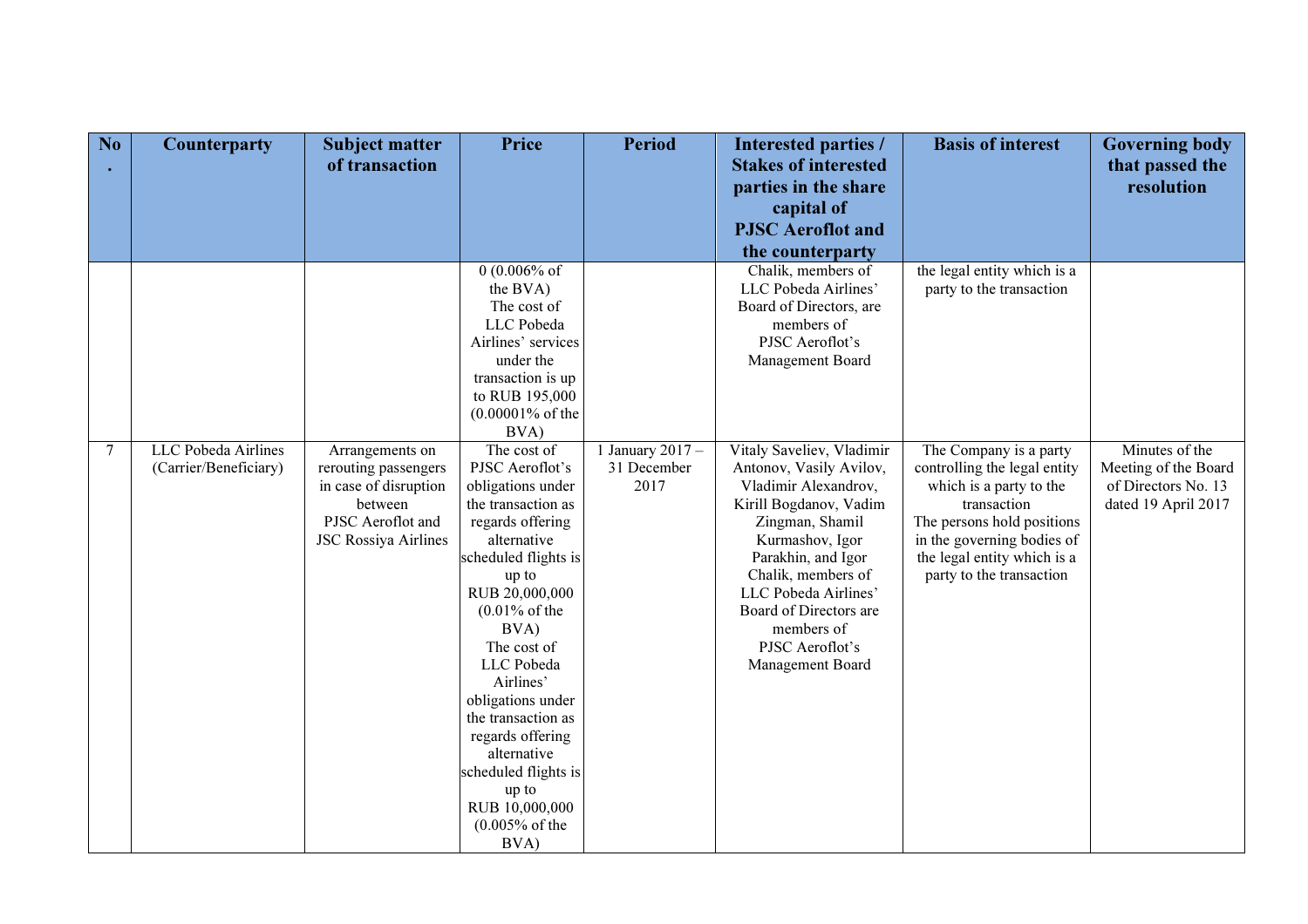| No. | Counterparty | Subject matter of transaction | Price | Period | Interested parties / Stakes of interested parties in the share capital of PJSC Aeroflot and the counterparty | Basis of interest | Governing body that passed the resolution |
|---|---|---|---|---|---|---|---|
| | | | 0 (0.006% of the BVA) The cost of LLC Pobeda Airlines' services under the transaction is up to RUB 195,000 (0.00001% of the BVA) | | Chalik, members of LLC Pobeda Airlines' Board of Directors, are members of PJSC Aeroflot's Management Board | the legal entity which is a party to the transaction | |
| 7 | LLC Pobeda Airlines (Carrier/Beneficiary) | Arrangements on rerouting passengers in case of disruption between PJSC Aeroflot and JSC Rossiya Airlines | The cost of PJSC Aeroflot's obligations under the transaction as regards offering alternative scheduled flights is up to RUB 20,000,000 (0.01% of the BVA) The cost of LLC Pobeda Airlines' obligations under the transaction as regards offering alternative scheduled flights is up to RUB 10,000,000 (0.005% of the BVA) | 1 January 2017 – 31 December 2017 | Vitaly Saveliev, Vladimir Antonov, Vasily Avilov, Vladimir Alexandrov, Kirill Bogdanov, Vadim Zingman, Shamil Kurmashov, Igor Parakhin, and Igor Chalik, members of LLC Pobeda Airlines' Board of Directors are members of PJSC Aeroflot's Management Board | The Company is a party controlling the legal entity which is a party to the transaction The persons hold positions in the governing bodies of the legal entity which is a party to the transaction | Minutes of the Meeting of the Board of Directors No. 13 dated 19 April 2017 |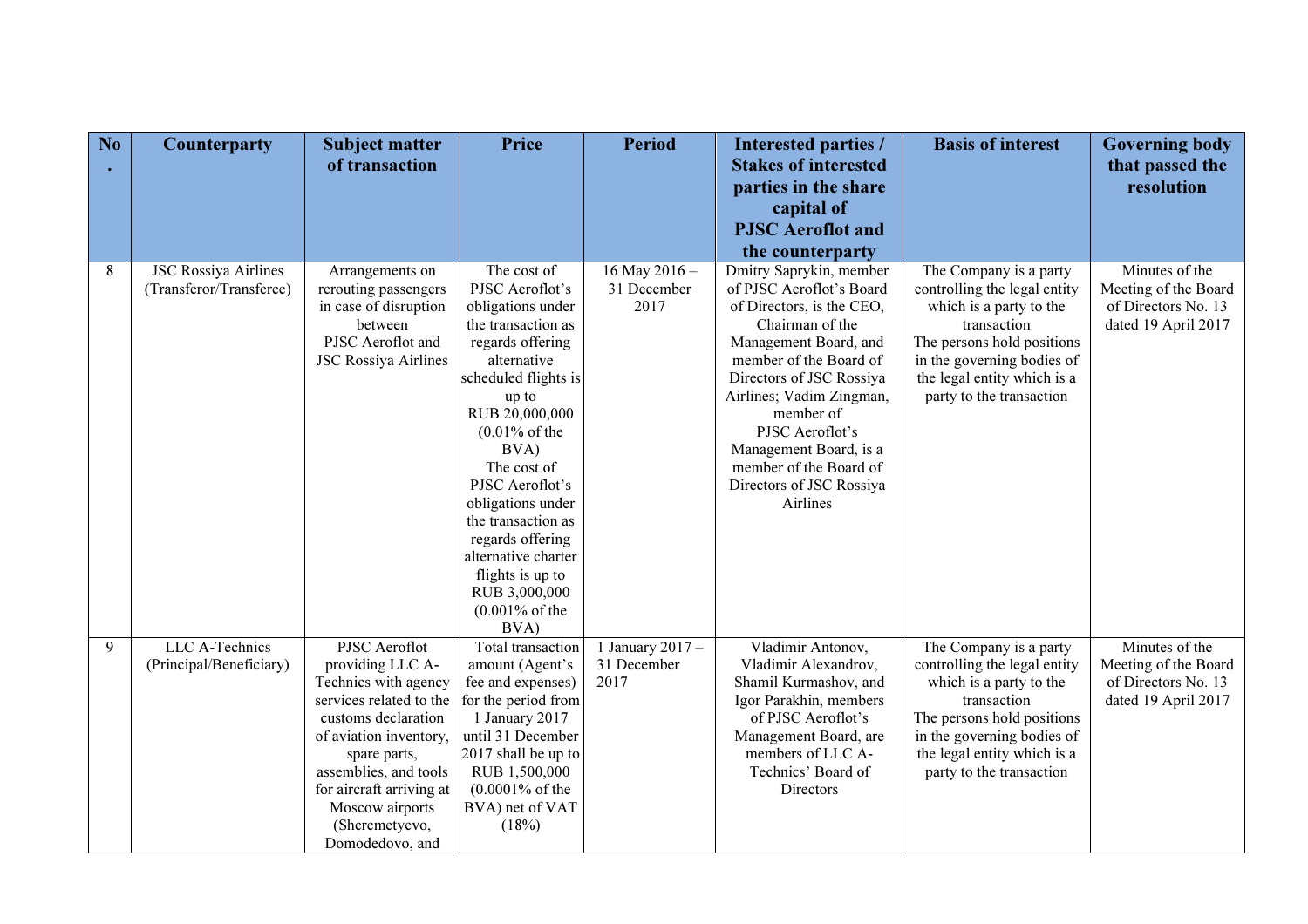| No. | Counterparty | Subject matter of transaction | Price | Period | Interested parties / Stakes of interested parties in the share capital of PJSC Aeroflot and the counterparty | Basis of interest | Governing body that passed the resolution |
|---|---|---|---|---|---|---|---|
| 8 | JSC Rossiya Airlines (Transferor/Transferee) | Arrangements on rerouting passengers in case of disruption between PJSC Aeroflot and JSC Rossiya Airlines | The cost of PJSC Aeroflot's obligations under the transaction as regards offering alternative scheduled flights is up to RUB 20,000,000 (0.01% of the BVA) The cost of PJSC Aeroflot's obligations under the transaction as regards offering alternative charter flights is up to RUB 3,000,000 (0.001% of the BVA) | 16 May 2016 – 31 December 2017 | Dmitry Saprykin, member of PJSC Aeroflot's Board of Directors, is the CEO, Chairman of the Management Board, and member of the Board of Directors of JSC Rossiya Airlines; Vadim Zingman, member of PJSC Aeroflot's Management Board, is a member of the Board of Directors of JSC Rossiya Airlines | The Company is a party controlling the legal entity which is a party to the transaction The persons hold positions in the governing bodies of the legal entity which is a party to the transaction | Minutes of the Meeting of the Board of Directors No. 13 dated 19 April 2017 |
| 9 | LLC A-Technics (Principal/Beneficiary) | PJSC Aeroflot providing LLC A-Technics with agency services related to the customs declaration of aviation inventory, spare parts, assemblies, and tools for aircraft arriving at Moscow airports (Sheremetyevo, Domodedovo, and | Total transaction amount (Agent's fee and expenses) for the period from 1 January 2017 until 31 December 2017 shall be up to RUB 1,500,000 (0.0001% of the BVA) net of VAT (18%) | 1 January 2017 – 31 December 2017 | Vladimir Antonov, Vladimir Alexandrov, Shamil Kurmashov, and Igor Parakhin, members of PJSC Aeroflot's Management Board, are members of LLC A-Technics' Board of Directors | The Company is a party controlling the legal entity which is a party to the transaction The persons hold positions in the governing bodies of the legal entity which is a party to the transaction | Minutes of the Meeting of the Board of Directors No. 13 dated 19 April 2017 |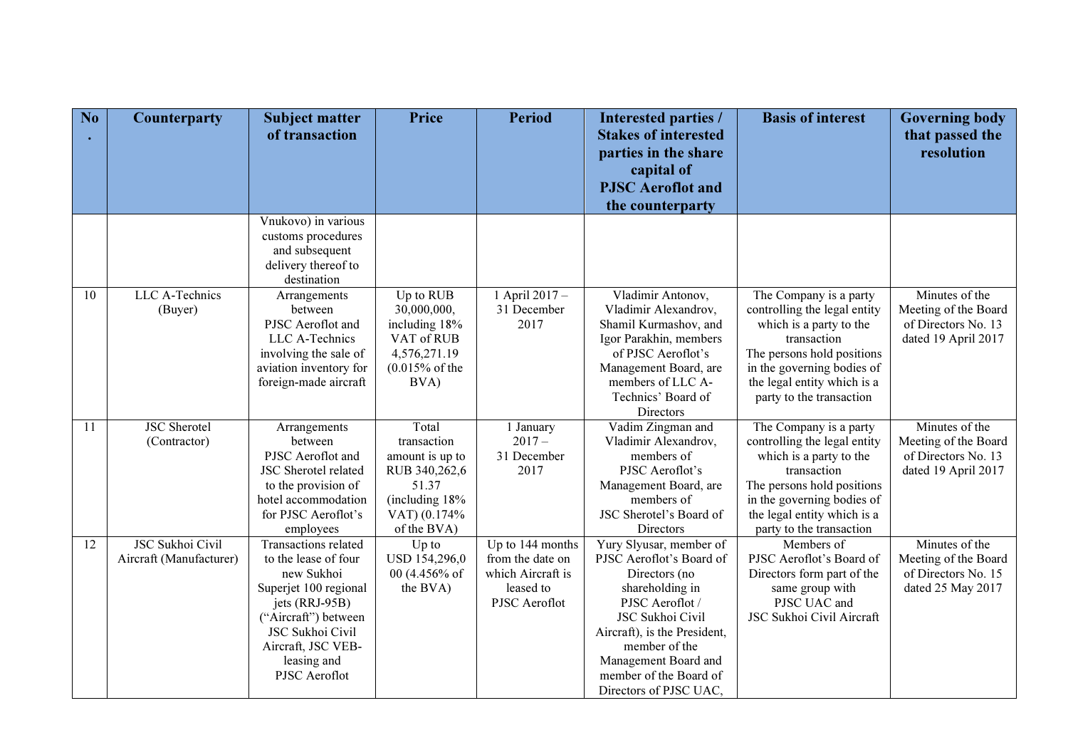| No. | Counterparty | Subject matter of transaction | Price | Period | Interested parties / Stakes of interested parties in the share capital of PJSC Aeroflot and the counterparty | Basis of interest | Governing body that passed the resolution |
|---|---|---|---|---|---|---|---|
| | | Vnukovo) in various customs procedures and subsequent delivery thereof to destination | | | | | |
| 10 | LLC A-Technics (Buyer) | Arrangements between PJSC Aeroflot and LLC A-Technics involving the sale of aviation inventory for foreign-made aircraft | Up to RUB 30,000,000, including 18% VAT of RUB 4,576,271.19 (0.015% of the BVA) | 1 April 2017 – 31 December 2017 | Vladimir Antonov, Vladimir Alexandrov, Shamil Kurmashov, and Igor Parakhin, members of PJSC Aeroflot's Management Board, are members of LLC A-Technics' Board of Directors | The Company is a party controlling the legal entity which is a party to the transaction The persons hold positions in the governing bodies of the legal entity which is a party to the transaction | Minutes of the Meeting of the Board of Directors No. 13 dated 19 April 2017 |
| 11 | JSC Sherotel (Contractor) | Arrangements between PJSC Aeroflot and JSC Sherotel related to the provision of hotel accommodation for PJSC Aeroflot's employees | Total transaction amount is up to RUB 340,262,651.37 (including 18% VAT) (0.174% of the BVA) | 1 January 2017 – 31 December 2017 | Vadim Zingman and Vladimir Alexandrov, members of PJSC Aeroflot's Management Board, are members of JSC Sherotel's Board of Directors | The Company is a party controlling the legal entity which is a party to the transaction The persons hold positions in the governing bodies of the legal entity which is a party to the transaction | Minutes of the Meeting of the Board of Directors No. 13 dated 19 April 2017 |
| 12 | JSC Sukhoi Civil Aircraft (Manufacturer) | Transactions related to the lease of four new Sukhoi Superjet 100 regional jets (RRJ-95B) ("Aircraft") between JSC Sukhoi Civil Aircraft, JSC VEB-leasing and PJSC Aeroflot | Up to USD 154,296,000 (4.456% of the BVA) | Up to 144 months from the date on which Aircraft is leased to PJSC Aeroflot | Yury Slyusar, member of PJSC Aeroflot's Board of Directors (no shareholding in PJSC Aeroflot / JSC Sukhoi Civil Aircraft), is the President, member of the Management Board and member of the Board of Directors of PJSC UAC, | Members of PJSC Aeroflot's Board of Directors form part of the same group with PJSC UAC and JSC Sukhoi Civil Aircraft | Minutes of the Meeting of the Board of Directors No. 15 dated 25 May 2017 |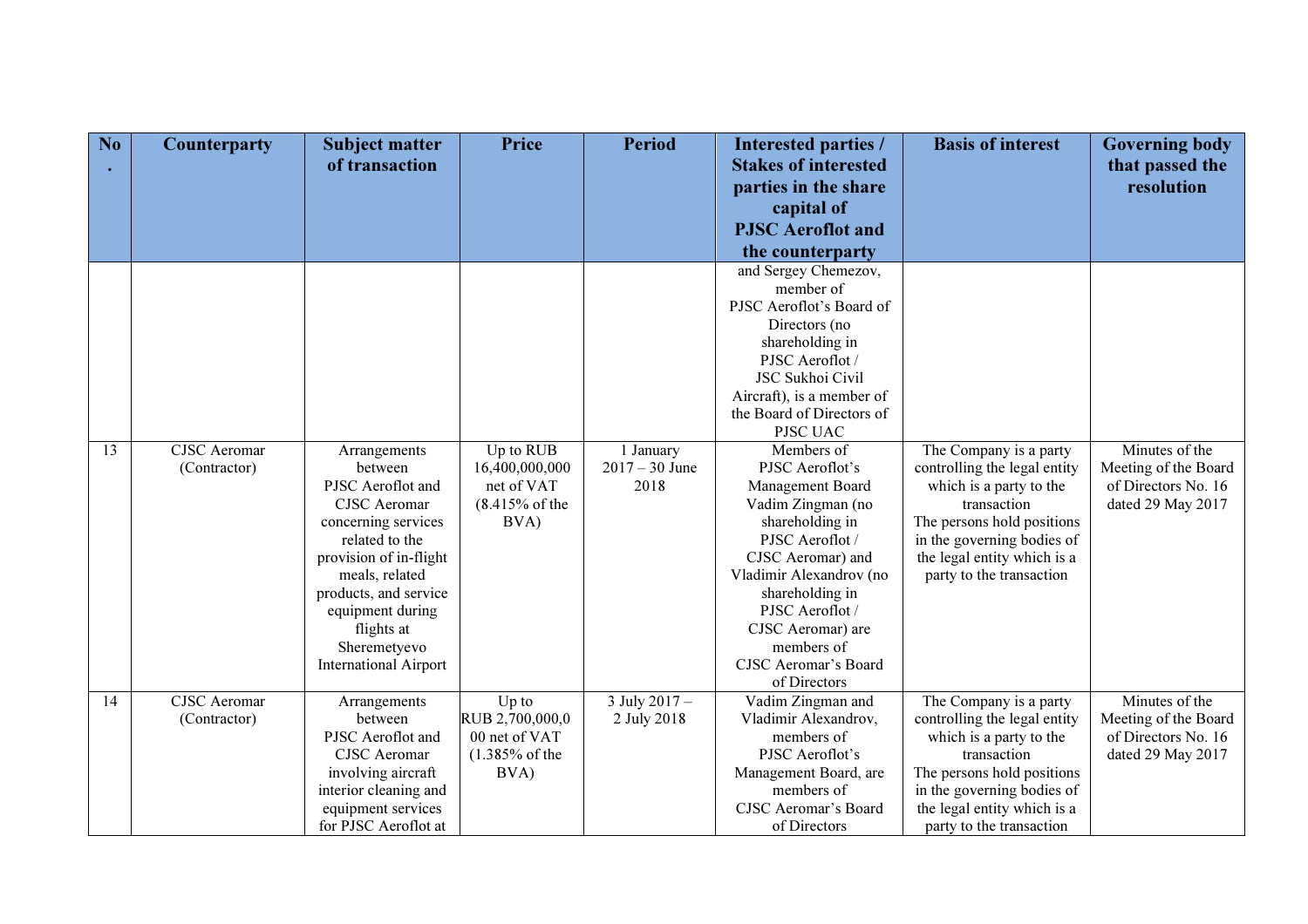| No. | Counterparty | Subject matter of transaction | Price | Period | Interested parties / Stakes of interested parties in the share capital of PJSC Aeroflot and the counterparty | Basis of interest | Governing body that passed the resolution |
|---|---|---|---|---|---|---|---|
| | | | | | and Sergey Chemezov, member of PJSC Aeroflot's Board of Directors (no shareholding in PJSC Aeroflot / JSC Sukhoi Civil Aircraft), is a member of the Board of Directors of PJSC UAC | | |
| 13 | CJSC Aeromar (Contractor) | Arrangements between PJSC Aeroflot and CJSC Aeromar concerning services related to the provision of in-flight meals, related products, and service equipment during flights at Sheremetyevo International Airport | Up to RUB 16,400,000,000 net of VAT (8.415% of the BVA) | 1 January 2017 – 30 June 2018 | Members of PJSC Aeroflot's Management Board Vadim Zingman (no shareholding in PJSC Aeroflot / CJSC Aeromar) and Vladimir Alexandrov (no shareholding in PJSC Aeroflot / CJSC Aeromar) are members of CJSC Aeromar's Board of Directors | The Company is a party controlling the legal entity which is a party to the transaction The persons hold positions in the governing bodies of the legal entity which is a party to the transaction | Minutes of the Meeting of the Board of Directors No. 16 dated 29 May 2017 |
| 14 | CJSC Aeromar (Contractor) | Arrangements between PJSC Aeroflot and CJSC Aeromar involving aircraft interior cleaning and equipment services for PJSC Aeroflot at | Up to RUB 2,700,000,000 net of VAT (1.385% of the BVA) | 3 July 2017 – 2 July 2018 | Vadim Zingman and Vladimir Alexandrov, members of PJSC Aeroflot's Management Board, are members of CJSC Aeromar's Board of Directors | The Company is a party controlling the legal entity which is a party to the transaction The persons hold positions in the governing bodies of the legal entity which is a party to the transaction | Minutes of the Meeting of the Board of Directors No. 16 dated 29 May 2017 |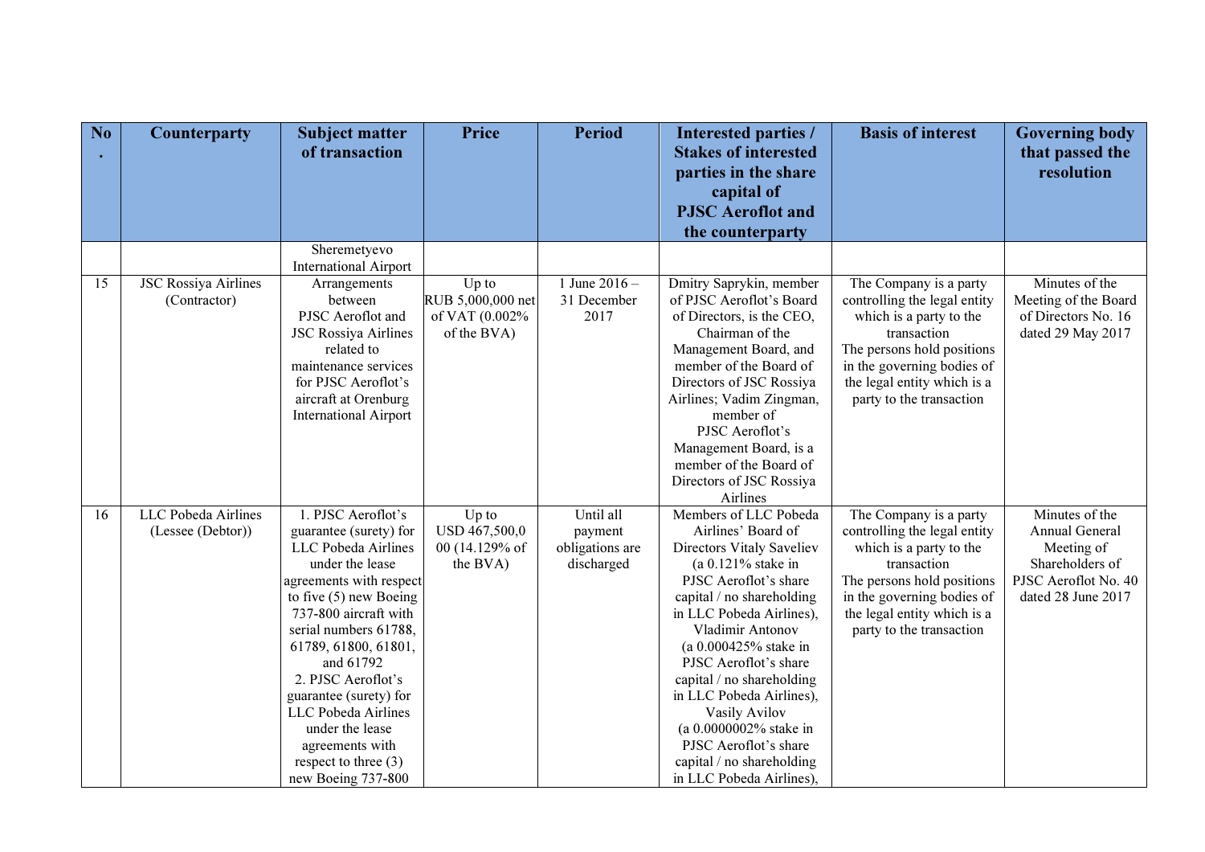| No. | Counterparty | Subject matter of transaction | Price | Period | Interested parties / Stakes of interested parties in the share capital of PJSC Aeroflot and the counterparty | Basis of interest | Governing body that passed the resolution |
|---|---|---|---|---|---|---|---|
| | | Sheremetyevo International Airport | | | | | |
| 15 | JSC Rossiya Airlines (Contractor) | Arrangements between PJSC Aeroflot and JSC Rossiya Airlines related to maintenance services for PJSC Aeroflot's aircraft at Orenburg International Airport | Up to RUB 5,000,000 net of VAT (0.002% of the BVA) | 1 June 2016 – 31 December 2017 | Dmitry Saprykin, member of PJSC Aeroflot's Board of Directors, is the CEO, Chairman of the Management Board, and member of the Board of Directors of JSC Rossiya Airlines; Vadim Zingman, member of PJSC Aeroflot's Management Board, is a member of the Board of Directors of JSC Rossiya Airlines | The Company is a party controlling the legal entity which is a party to the transaction The persons hold positions in the governing bodies of the legal entity which is a party to the transaction | Minutes of the Meeting of the Board of Directors No. 16 dated 29 May 2017 |
| 16 | LLC Pobeda Airlines (Lessee (Debtor)) | 1. PJSC Aeroflot's guarantee (surety) for LLC Pobeda Airlines under the lease agreements with respect to five (5) new Boeing 737-800 aircraft with serial numbers 61788, 61789, 61800, 61801, and 61792 2. PJSC Aeroflot's guarantee (surety) for LLC Pobeda Airlines under the lease agreements with respect to three (3) new Boeing 737-800 | Up to USD 467,500,000 (14.129% of the BVA) | Until all payment obligations are discharged | Members of LLC Pobeda Airlines' Board of Directors Vitaly Saveliev (a 0.121% stake in PJSC Aeroflot's share capital / no shareholding in LLC Pobeda Airlines), Vladimir Antonov (a 0.000425% stake in PJSC Aeroflot's share capital / no shareholding in LLC Pobeda Airlines), Vasily Avilov (a 0.0000002% stake in PJSC Aeroflot's share capital / no shareholding in LLC Pobeda Airlines), | The Company is a party controlling the legal entity which is a party to the transaction The persons hold positions in the governing bodies of the legal entity which is a party to the transaction | Minutes of the Annual General Meeting of Shareholders of PJSC Aeroflot No. 40 dated 28 June 2017 |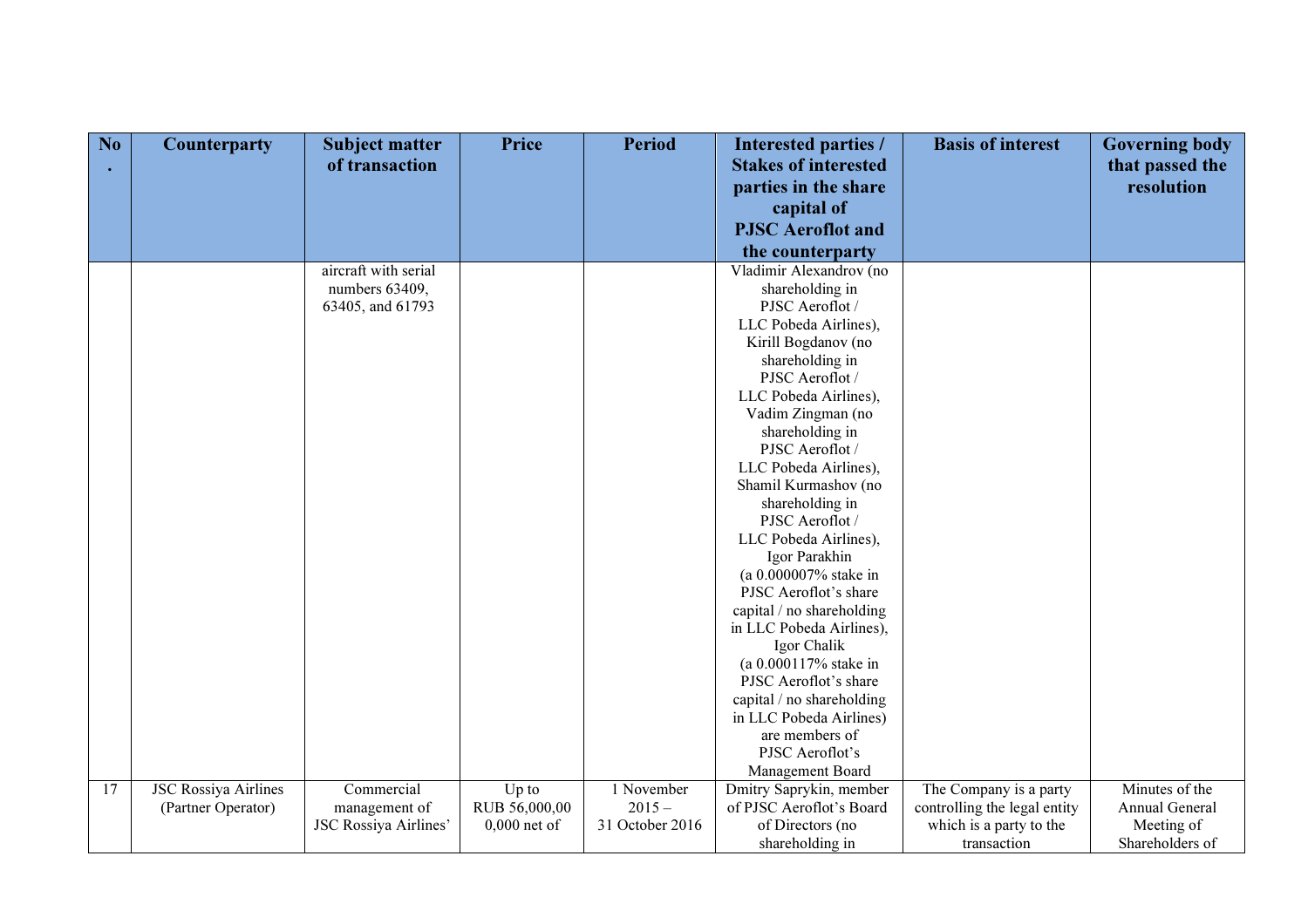| No. | Counterparty | Subject matter of transaction | Price | Period | Interested parties / Stakes of interested parties in the share capital of PJSC Aeroflot and the counterparty | Basis of interest | Governing body that passed the resolution |
|---|---|---|---|---|---|---|---|
| | | aircraft with serial numbers 63409, 63405, and 61793 | | | Vladimir Alexandrov (no shareholding in PJSC Aeroflot / LLC Pobeda Airlines), Kirill Bogdanov (no shareholding in PJSC Aeroflot / LLC Pobeda Airlines), Vadim Zingman (no shareholding in PJSC Aeroflot / LLC Pobeda Airlines), Shamil Kurmashov (no shareholding in PJSC Aeroflot / LLC Pobeda Airlines), Igor Parakhin (a 0.000007% stake in PJSC Aeroflot's share capital / no shareholding in LLC Pobeda Airlines), Igor Chalik (a 0.000117% stake in PJSC Aeroflot's share capital / no shareholding in LLC Pobeda Airlines) are members of PJSC Aeroflot's Management Board | | |
| 17 | JSC Rossiya Airlines (Partner Operator) | Commercial management of JSC Rossiya Airlines' | Up to RUB 56,000,000,000 net of | 1 November 2015 – 31 October 2016 | Dmitry Saprykin, member of PJSC Aeroflot's Board of Directors (no shareholding in | The Company is a party controlling the legal entity which is a party to the transaction | Minutes of the Annual General Meeting of Shareholders of |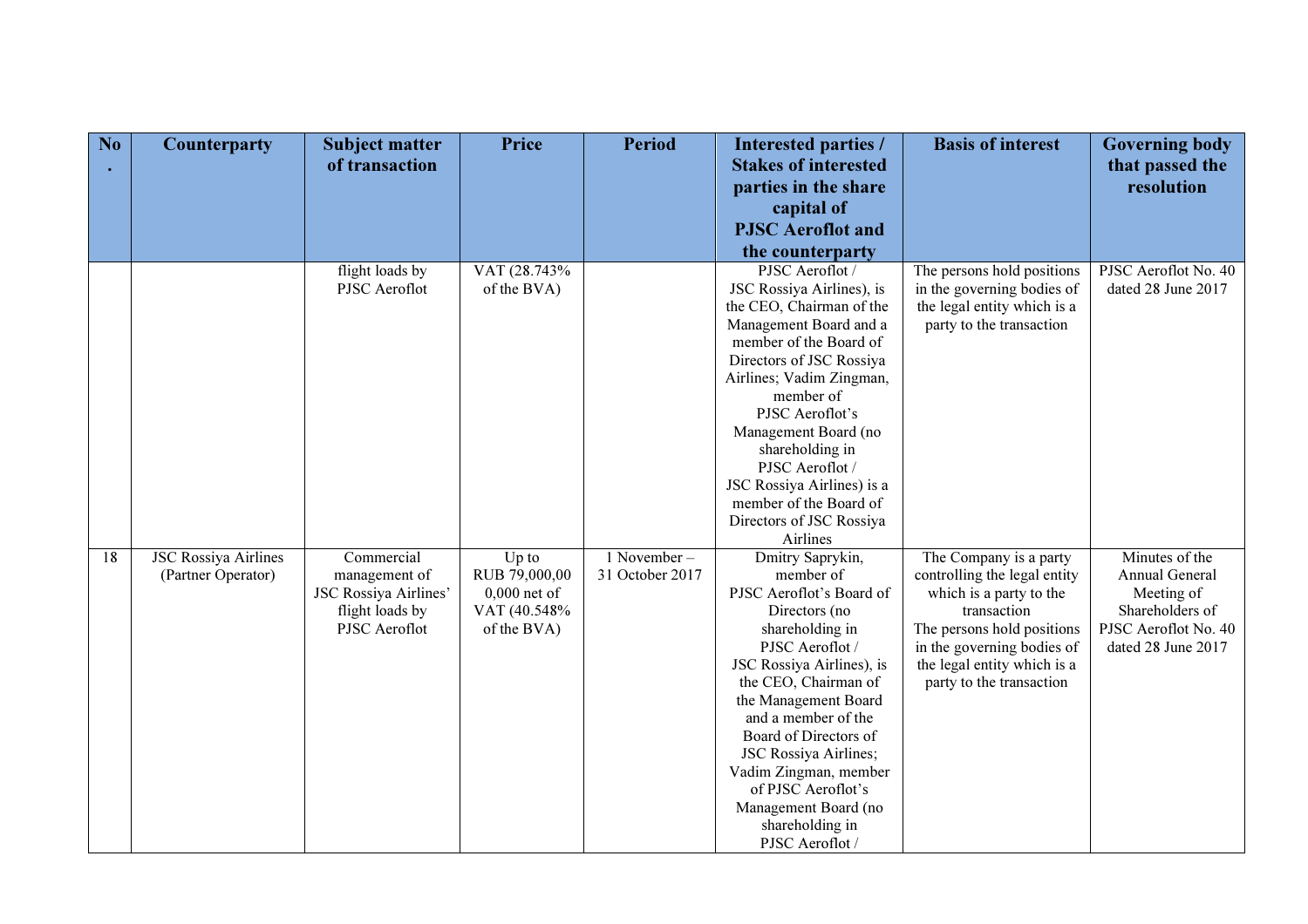| No. | Counterparty | Subject matter of transaction | Price | Period | Interested parties / Stakes of interested parties in the share capital of PJSC Aeroflot and the counterparty | Basis of interest | Governing body that passed the resolution |
|---|---|---|---|---|---|---|---|
| | | flight loads by PJSC Aeroflot | VAT (28.743% of the BVA) | | PJSC Aeroflot / JSC Rossiya Airlines), is the CEO, Chairman of the Management Board and a member of the Board of Directors of JSC Rossiya Airlines; Vadim Zingman, member of PJSC Aeroflot's Management Board (no shareholding in PJSC Aeroflot / JSC Rossiya Airlines) is a member of the Board of Directors of JSC Rossiya Airlines | The persons hold positions in the governing bodies of the legal entity which is a party to the transaction | PJSC Aeroflot No. 40 dated 28 June 2017 |
| 18 | JSC Rossiya Airlines (Partner Operator) | Commercial management of JSC Rossiya Airlines' flight loads by PJSC Aeroflot | Up to RUB 79,000,000,000 net of VAT (40.548% of the BVA) | 1 November – 31 October 2017 | Dmitry Saprykin, member of PJSC Aeroflot's Board of Directors (no shareholding in PJSC Aeroflot / JSC Rossiya Airlines), is the CEO, Chairman of the Management Board and a member of the Board of Directors of JSC Rossiya Airlines; Vadim Zingman, member of PJSC Aeroflot's Management Board (no shareholding in PJSC Aeroflot / | The Company is a party controlling the legal entity which is a party to the transaction<br>The persons hold positions in the governing bodies of the legal entity which is a party to the transaction | Minutes of the Annual General Meeting of Shareholders of PJSC Aeroflot No. 40 dated 28 June 2017 |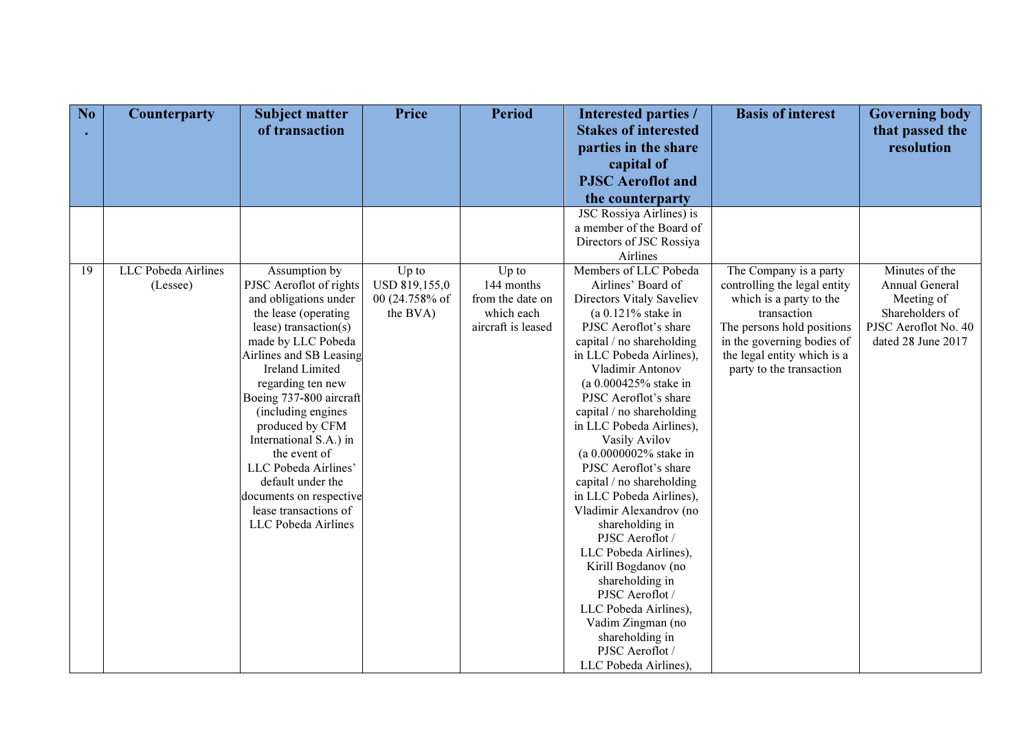| No. | Counterparty | Subject matter of transaction | Price | Period | Interested parties / Stakes of interested parties in the share capital of PJSC Aeroflot and the counterparty | Basis of interest | Governing body that passed the resolution |
|---|---|---|---|---|---|---|---|
| | | | | | JSC Rossiya Airlines) is a member of the Board of Directors of JSC Rossiya Airlines | | |
| 19 | LLC Pobeda Airlines (Lessee) | Assumption by PJSC Aeroflot of rights and obligations under the lease (operating lease) transaction(s) made by LLC Pobeda Airlines and SB Leasing Ireland Limited regarding ten new Boeing 737-800 aircraft (including engines produced by CFM International S.A.) in the event of LLC Pobeda Airlines' default under the documents on respective lease transactions of LLC Pobeda Airlines | Up to USD 819,155,000 (24.758% of the BVA) | Up to 144 months from the date on which each aircraft is leased | Members of LLC Pobeda Airlines' Board of Directors Vitaly Saveliev (a 0.121% stake in PJSC Aeroflot's share capital / no shareholding in LLC Pobeda Airlines), Vladimir Antonov (a 0.000425% stake in PJSC Aeroflot's share capital / no shareholding in LLC Pobeda Airlines), Vasily Avilov (a 0.0000002% stake in PJSC Aeroflot's share capital / no shareholding in LLC Pobeda Airlines), Vladimir Alexandrov (no shareholding in PJSC Aeroflot / LLC Pobeda Airlines), Kirill Bogdanov (no shareholding in PJSC Aeroflot / LLC Pobeda Airlines), Vadim Zingman (no shareholding in PJSC Aeroflot / LLC Pobeda Airlines), | The Company is a party controlling the legal entity which is a party to the transaction<br>The persons hold positions in the governing bodies of the legal entity which is a party to the transaction | Minutes of the Annual General Meeting of Shareholders of PJSC Aeroflot No. 40 dated 28 June 2017 |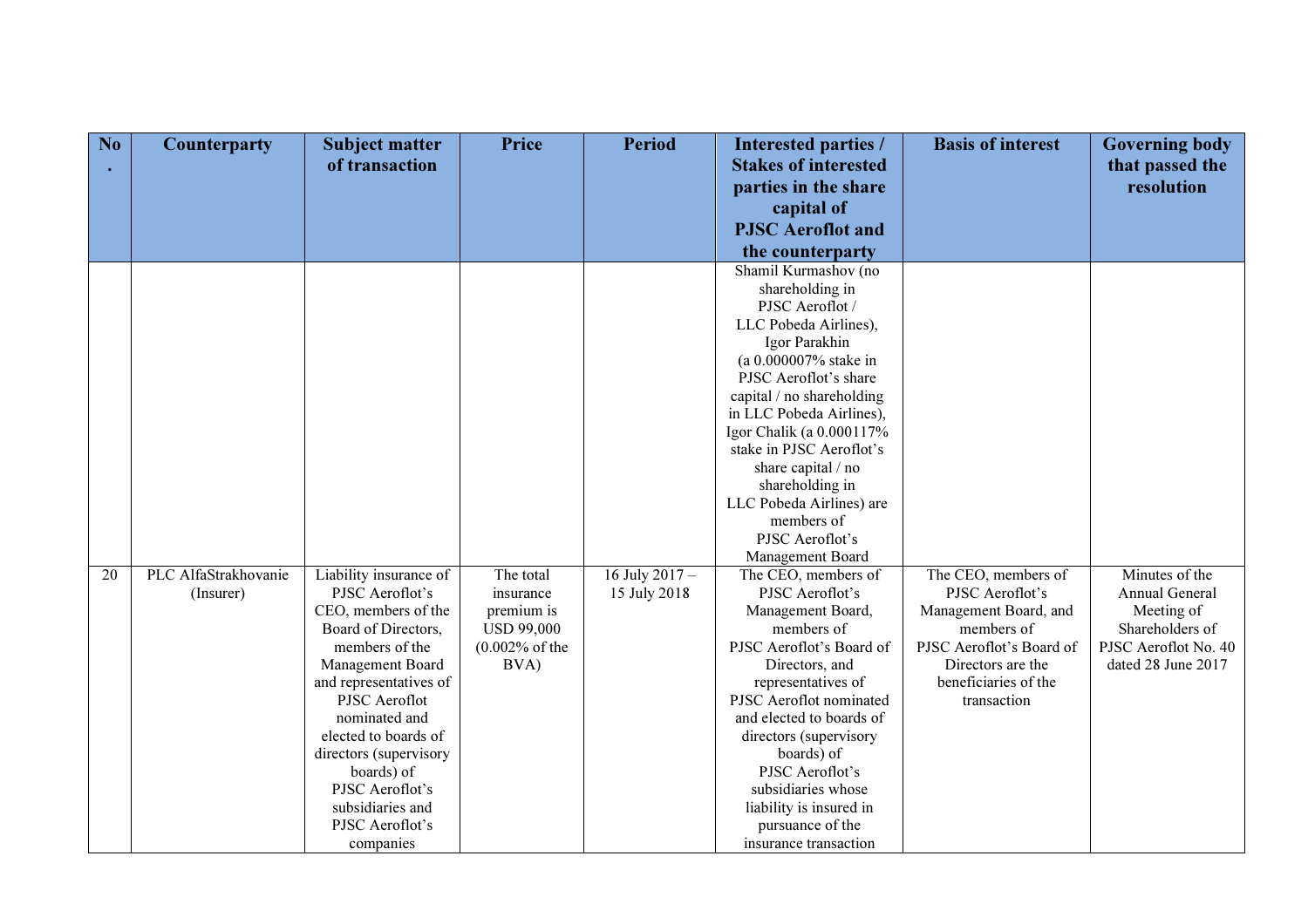| No. | Counterparty | Subject matter of transaction | Price | Period | Interested parties / Stakes of interested parties in the share capital of PJSC Aeroflot and the counterparty | Basis of interest | Governing body that passed the resolution |
|---|---|---|---|---|---|---|---|
| | | | | | Shamil Kurmashov (no shareholding in PJSC Aeroflot / LLC Pobeda Airlines), Igor Parakhin (a 0.000007% stake in PJSC Aeroflot's share capital / no shareholding in LLC Pobeda Airlines), Igor Chalik (a 0.000117% stake in PJSC Aeroflot's share capital / no shareholding in LLC Pobeda Airlines) are members of PJSC Aeroflot's Management Board | | |
| 20 | PLC AlfaStrakhovanie (Insurer) | Liability insurance of PJSC Aeroflot's CEO, members of the Board of Directors, members of the Management Board and representatives of PJSC Aeroflot nominated and elected to boards of directors (supervisory boards) of PJSC Aeroflot's subsidiaries and PJSC Aeroflot's companies | The total insurance premium is USD 99,000 (0.002% of the BVA) | 16 July 2017 – 15 July 2018 | The CEO, members of PJSC Aeroflot's Management Board, members of PJSC Aeroflot's Board of Directors, and representatives of PJSC Aeroflot nominated and elected to boards of directors (supervisory boards) of PJSC Aeroflot's subsidiaries whose liability is insured in pursuance of the insurance transaction | The CEO, members of PJSC Aeroflot's Management Board, and members of PJSC Aeroflot's Board of Directors are the beneficiaries of the transaction | Minutes of the Annual General Meeting of Shareholders of PJSC Aeroflot No. 40 dated 28 June 2017 |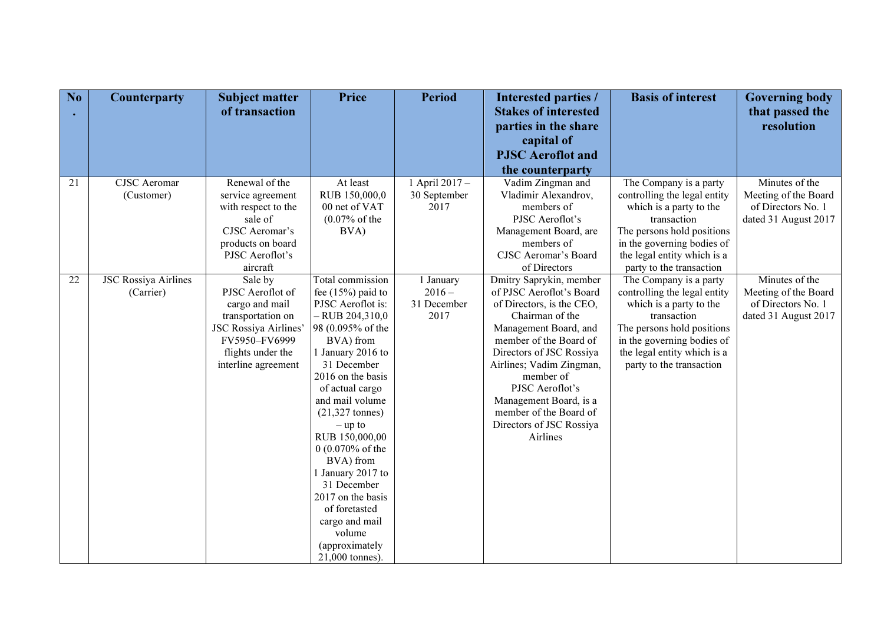| No. | Counterparty | Subject matter of transaction | Price | Period | Interested parties / Stakes of interested parties in the share capital of PJSC Aeroflot and the counterparty | Basis of interest | Governing body that passed the resolution |
|---|---|---|---|---|---|---|---|
| 21 | CJSC Aeromar (Customer) | Renewal of the service agreement with respect to the sale of CJSC Aeromar's products on board PJSC Aeroflot's aircraft | At least RUB 150,000,000 net of VAT (0.07% of the BVA) | 1 April 2017 – 30 September 2017 | Vadim Zingman and Vladimir Alexandrov, members of PJSC Aeroflot's Management Board, are members of CJSC Aeromar's Board of Directors | The Company is a party controlling the legal entity which is a party to the transaction<br>The persons hold positions in the governing bodies of the legal entity which is a party to the transaction | Minutes of the Meeting of the Board of Directors No. 1 dated 31 August 2017 |
| 22 | JSC Rossiya Airlines (Carrier) | Sale by PJSC Aeroflot of cargo and mail transportation on JSC Rossiya Airlines' FV5950–FV6999 flights under the interline agreement | Total commission fee (15%) paid to PJSC Aeroflot is:<br>– RUB 204,310,098 (0.095% of the BVA) from 1 January 2016 to 31 December 2016 on the basis of actual cargo and mail volume (21,327 tonnes)<br>– up to RUB 150,000,000 (0.070% of the BVA) from 1 January 2017 to 31 December 2017 on the basis of foretasted cargo and mail volume (approximately 21,000 tonnes). | 1 January 2016 – 31 December 2017 | Dmitry Saprykin, member of PJSC Aeroflot's Board of Directors, is the CEO, Chairman of the Management Board, and member of the Board of Directors of JSC Rossiya Airlines; Vadim Zingman, member of PJSC Aeroflot's Management Board, is a member of the Board of Directors of JSC Rossiya Airlines | The Company is a party controlling the legal entity which is a party to the transaction<br>The persons hold positions in the governing bodies of the legal entity which is a party to the transaction | Minutes of the Meeting of the Board of Directors No. 1 dated 31 August 2017 |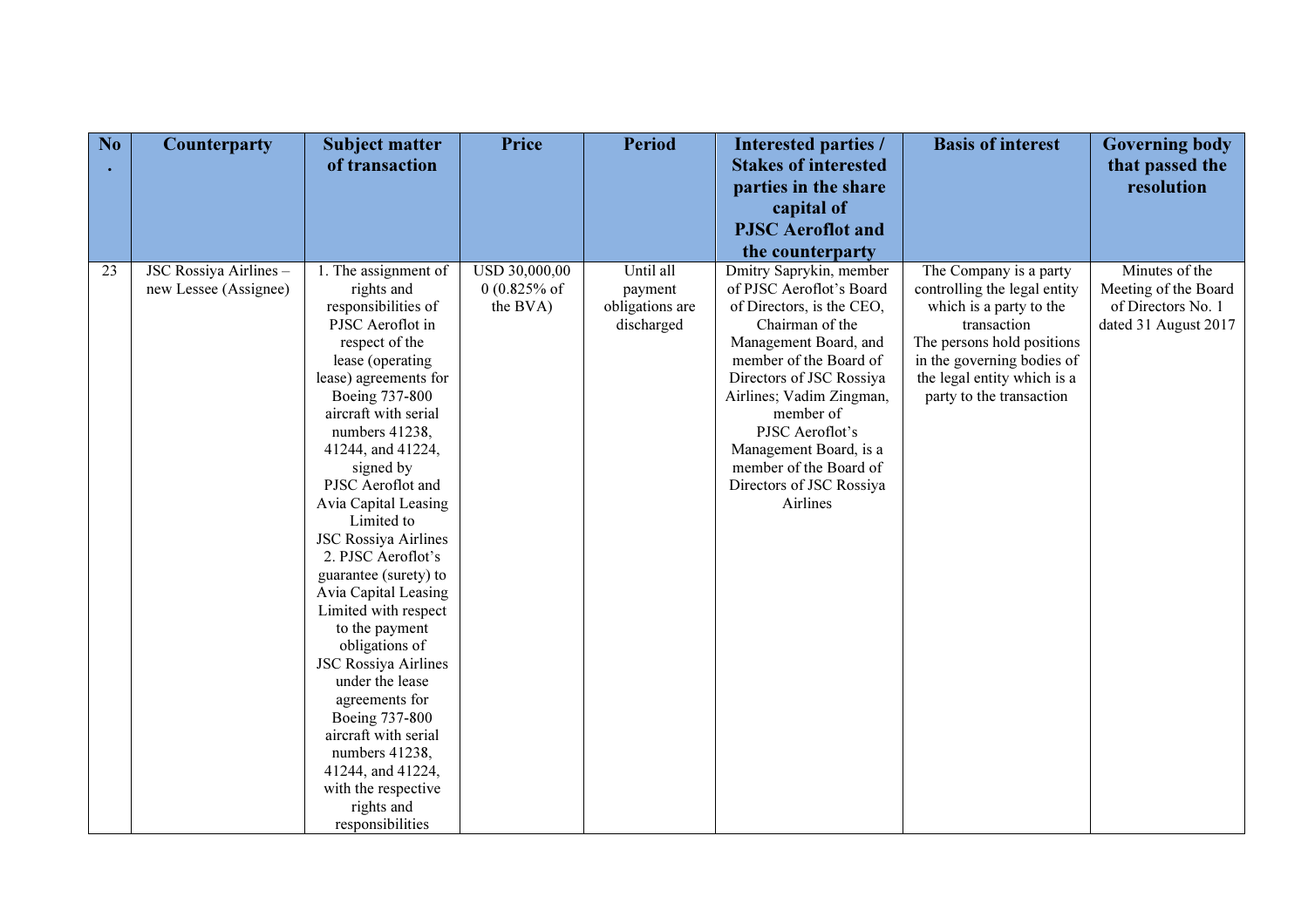| No. | Counterparty | Subject matter of transaction | Price | Period | Interested parties / Stakes of interested parties in the share capital of PJSC Aeroflot and the counterparty | Basis of interest | Governing body that passed the resolution |
|---|---|---|---|---|---|---|---|
| 23 | JSC Rossiya Airlines – new Lessee (Assignee) | 1. The assignment of rights and responsibilities of PJSC Aeroflot in respect of the lease (operating lease) agreements for Boeing 737-800 aircraft with serial numbers 41238, 41244, and 41224, signed by PJSC Aeroflot and Avia Capital Leasing Limited to JSC Rossiya Airlines 2. PJSC Aeroflot's guarantee (surety) to Avia Capital Leasing Limited with respect to the payment obligations of JSC Rossiya Airlines under the lease agreements for Boeing 737-800 aircraft with serial numbers 41238, 41244, and 41224, with the respective rights and responsibilities | USD 30,000,000 (0.825% of the BVA) | Until all payment obligations are discharged | Dmitry Saprykin, member of PJSC Aeroflot's Board of Directors, is the CEO, Chairman of the Management Board, and member of the Board of Directors of JSC Rossiya Airlines; Vadim Zingman, member of PJSC Aeroflot's Management Board, is a member of the Board of Directors of JSC Rossiya Airlines | The Company is a party controlling the legal entity which is a party to the transaction The persons hold positions in the governing bodies of the legal entity which is a party to the transaction | Minutes of the Meeting of the Board of Directors No. 1 dated 31 August 2017 |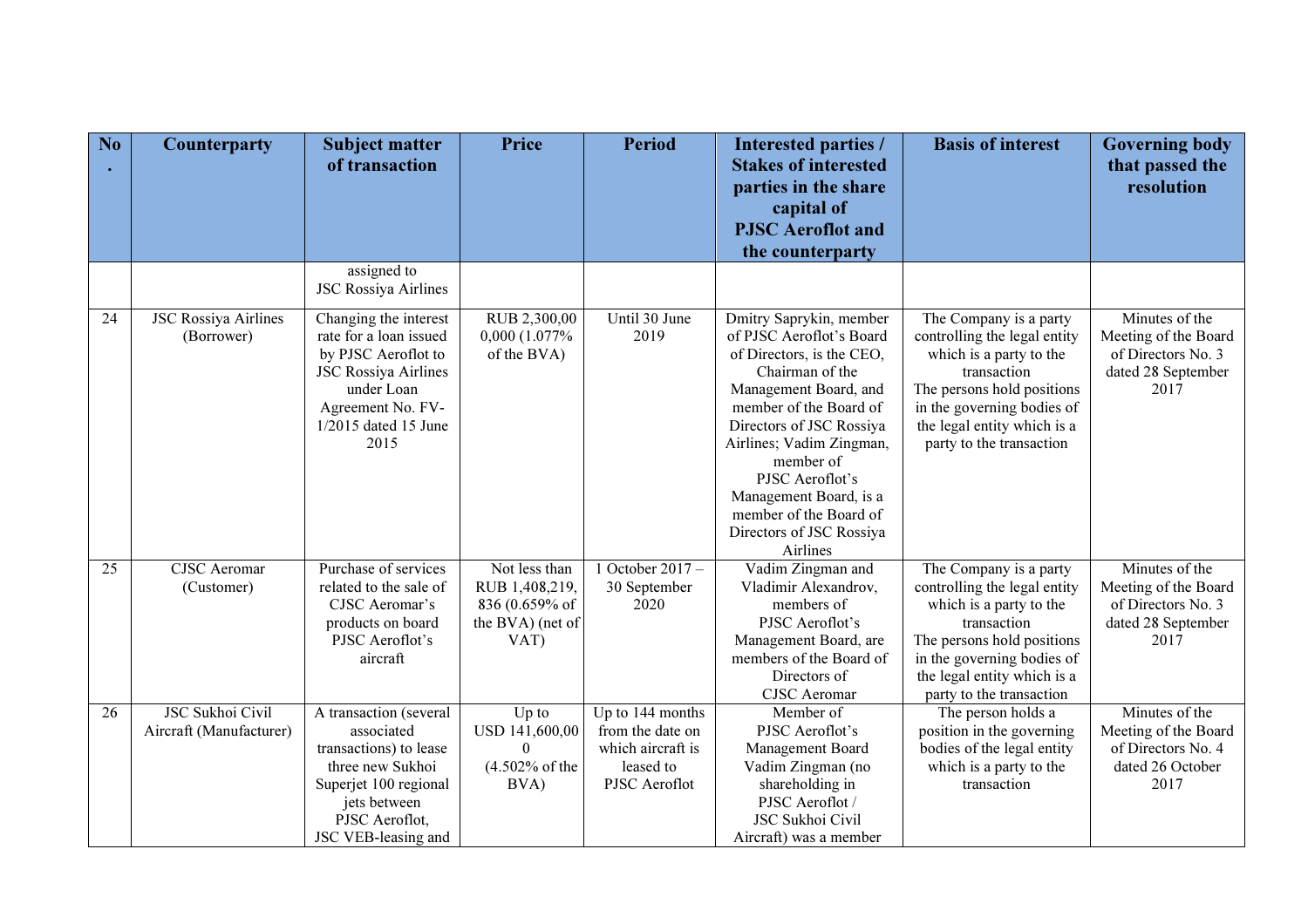| No. | Counterparty | Subject matter of transaction | Price | Period | Interested parties / Stakes of interested parties in the share capital of PJSC Aeroflot and the counterparty | Basis of interest | Governing body that passed the resolution |
|---|---|---|---|---|---|---|---|
| | | assigned to JSC Rossiya Airlines | | | | | |
| 24 | JSC Rossiya Airlines (Borrower) | Changing the interest rate for a loan issued by PJSC Aeroflot to JSC Rossiya Airlines under Loan Agreement No. FV-1/2015 dated 15 June 2015 | RUB 2,300,000,000 (1.077% of the BVA) | Until 30 June 2019 | Dmitry Saprykin, member of PJSC Aeroflot's Board of Directors, is the CEO, Chairman of the Management Board, and member of the Board of Directors of JSC Rossiya Airlines; Vadim Zingman, member of PJSC Aeroflot's Management Board, is a member of the Board of Directors of JSC Rossiya Airlines | The Company is a party controlling the legal entity which is a party to the transaction The persons hold positions in the governing bodies of the legal entity which is a party to the transaction | Minutes of the Meeting of the Board of Directors No. 3 dated 28 September 2017 |
| 25 | CJSC Aeromar (Customer) | Purchase of services related to the sale of CJSC Aeromar's products on board PJSC Aeroflot's aircraft | Not less than RUB 1,408,219,836 (0.659% of the BVA) (net of VAT) | 1 October 2017 – 30 September 2020 | Vadim Zingman and Vladimir Alexandrov, members of PJSC Aeroflot's Management Board, are members of the Board of Directors of CJSC Aeromar | The Company is a party controlling the legal entity which is a party to the transaction The persons hold positions in the governing bodies of the legal entity which is a party to the transaction | Minutes of the Meeting of the Board of Directors No. 3 dated 28 September 2017 |
| 26 | JSC Sukhoi Civil Aircraft (Manufacturer) | A transaction (several associated transactions) to lease three new Sukhoi Superjet 100 regional jets between PJSC Aeroflot, JSC VEB-leasing and | Up to USD 141,600,000 (4.502% of the BVA) | Up to 144 months from the date on which aircraft is leased to PJSC Aeroflot | Member of PJSC Aeroflot's Management Board Vadim Zingman (no shareholding in PJSC Aeroflot / JSC Sukhoi Civil Aircraft) was a member | The person holds a position in the governing bodies of the legal entity which is a party to the transaction | Minutes of the Meeting of the Board of Directors No. 4 dated 26 October 2017 |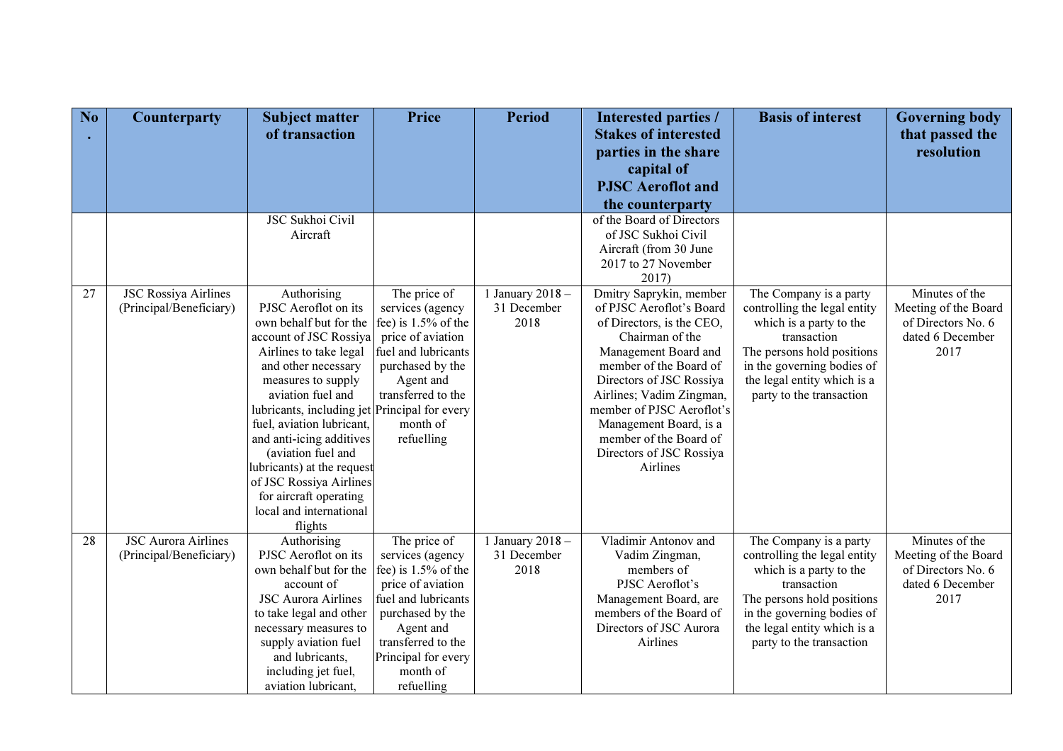| No. | Counterparty | Subject matter of transaction | Price | Period | Interested parties / Stakes of interested parties in the share capital of PJSC Aeroflot and the counterparty | Basis of interest | Governing body that passed the resolution |
|---|---|---|---|---|---|---|---|
| | | JSC Sukhoi Civil Aircraft | | | of the Board of Directors of JSC Sukhoi Civil Aircraft (from 30 June 2017 to 27 November 2017) | | |
| 27 | JSC Rossiya Airlines (Principal/Beneficiary) | Authorising PJSC Aeroflot on its own behalf but for the account of JSC Rossiya Airlines to take legal and other necessary measures to supply aviation fuel and lubricants, including jet fuel, aviation lubricant, and anti-icing additives (aviation fuel and lubricants) at the request of JSC Rossiya Airlines for aircraft operating local and international flights | The price of services (agency fee) is 1.5% of the price of aviation fuel and lubricants purchased by the Agent and transferred to the Principal for every month of refuelling | 1 January 2018 – 31 December 2018 | Dmitry Saprykin, member of PJSC Aeroflot's Board of Directors, is the CEO, Chairman of the Management Board and member of the Board of Directors of JSC Rossiya Airlines; Vadim Zingman, member of PJSC Aeroflot's Management Board, is a member of the Board of Directors of JSC Rossiya Airlines | The Company is a party controlling the legal entity which is a party to the transaction<br>The persons hold positions in the governing bodies of the legal entity which is a party to the transaction | Minutes of the Meeting of the Board of Directors No. 6 dated 6 December 2017 |
| 28 | JSC Aurora Airlines (Principal/Beneficiary) | Authorising PJSC Aeroflot on its own behalf but for the account of JSC Aurora Airlines to take legal and other necessary measures to supply aviation fuel and lubricants, including jet fuel, aviation lubricant, | The price of services (agency fee) is 1.5% of the price of aviation fuel and lubricants purchased by the Agent and transferred to the Principal for every month of refuelling | 1 January 2018 – 31 December 2018 | Vladimir Antonov and Vadim Zingman, members of PJSC Aeroflot's Management Board, are members of the Board of Directors of JSC Aurora Airlines | The Company is a party controlling the legal entity which is a party to the transaction<br>The persons hold positions in the governing bodies of the legal entity which is a party to the transaction | Minutes of the Meeting of the Board of Directors No. 6 dated 6 December 2017 |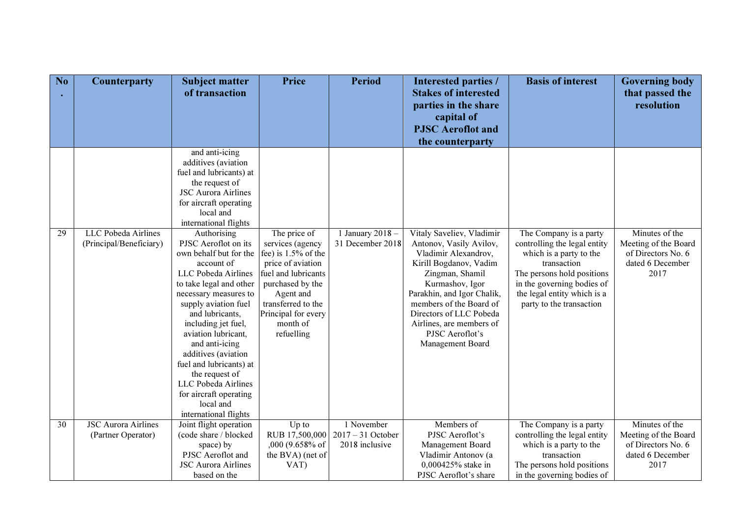| No. | Counterparty | Subject matter of transaction | Price | Period | Interested parties / Stakes of interested parties in the share capital of PJSC Aeroflot and the counterparty | Basis of interest | Governing body that passed the resolution |
|---|---|---|---|---|---|---|---|
| | | and anti-icing additives (aviation fuel and lubricants) at the request of JSC Aurora Airlines for aircraft operating local and international flights | | | | | |
| 29 | LLC Pobeda Airlines (Principal/Beneficiary) | Authorising PJSC Aeroflot on its own behalf but for the account of LLC Pobeda Airlines to take legal and other necessary measures to supply aviation fuel and lubricants, including jet fuel, aviation lubricant, and anti-icing additives (aviation fuel and lubricants) at the request of LLC Pobeda Airlines for aircraft operating local and international flights | The price of services (agency fee) is 1.5% of the price of aviation fuel and lubricants purchased by the Agent and transferred to the Principal for every month of refuelling | 1 January 2018 – 31 December 2018 | Vitaly Saveliev, Vladimir Antonov, Vasily Avilov, Vladimir Alexandrov, Kirill Bogdanov, Vadim Zingman, Shamil Kurmashov, Igor Parakhin, and Igor Chalik, members of the Board of Directors of LLC Pobeda Airlines, are members of PJSC Aeroflot's Management Board | The Company is a party controlling the legal entity which is a party to the transaction<br>The persons hold positions in the governing bodies of the legal entity which is a party to the transaction | Minutes of the Meeting of the Board of Directors No. 6 dated 6 December 2017 |
| 30 | JSC Aurora Airlines (Partner Operator) | Joint flight operation (code share / blocked space) by PJSC Aeroflot and JSC Aurora Airlines based on the | Up to RUB 17,500,000,000 (9.658% of the BVA) (net of VAT) | 1 November 2017 – 31 October 2018 inclusive | Members of PJSC Aeroflot's Management Board Vladimir Antonov (a 0,000425% stake in PJSC Aeroflot's share | The Company is a party controlling the legal entity which is a party to the transaction<br>The persons hold positions in the governing bodies of | Minutes of the Meeting of the Board of Directors No. 6 dated 6 December 2017 |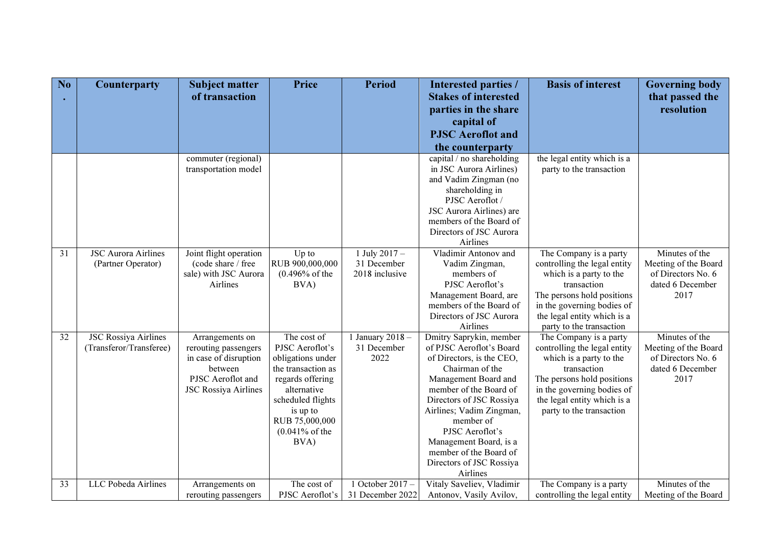| No. | Counterparty | Subject matter of transaction | Price | Period | Interested parties / Stakes of interested parties in the share capital of PJSC Aeroflot and the counterparty | Basis of interest | Governing body that passed the resolution |
|---|---|---|---|---|---|---|---|
| | | commuter (regional) transportation model | | | capital / no shareholding in JSC Aurora Airlines) and Vadim Zingman (no shareholding in PJSC Aeroflot / JSC Aurora Airlines) are members of the Board of Directors of JSC Aurora Airlines | the legal entity which is a party to the transaction | |
| 31 | JSC Aurora Airlines (Partner Operator) | Joint flight operation (code share / free sale) with JSC Aurora Airlines | Up to RUB 900,000,000 (0.496% of the BVA) | 1 July 2017 – 31 December 2018 inclusive | Vladimir Antonov and Vadim Zingman, members of PJSC Aeroflot's Management Board, are members of the Board of Directors of JSC Aurora Airlines | The Company is a party controlling the legal entity which is a party to the transaction The persons hold positions in the governing bodies of the legal entity which is a party to the transaction | Minutes of the Meeting of the Board of Directors No. 6 dated 6 December 2017 |
| 32 | JSC Rossiya Airlines (Transferor/Transferee) | Arrangements on rerouting passengers in case of disruption between PJSC Aeroflot and JSC Rossiya Airlines | The cost of PJSC Aeroflot's obligations under the transaction as regards offering alternative scheduled flights is up to RUB 75,000,000 (0.041% of the BVA) | 1 January 2018 – 31 December 2022 | Dmitry Saprykin, member of PJSC Aeroflot's Board of Directors, is the CEO, Chairman of the Management Board and member of the Board of Directors of JSC Rossiya Airlines; Vadim Zingman, member of PJSC Aeroflot's Management Board, is a member of the Board of Directors of JSC Rossiya Airlines | The Company is a party controlling the legal entity which is a party to the transaction The persons hold positions in the governing bodies of the legal entity which is a party to the transaction | Minutes of the Meeting of the Board of Directors No. 6 dated 6 December 2017 |
| 33 | LLC Pobeda Airlines | Arrangements on rerouting passengers | The cost of PJSC Aeroflot's | 1 October 2017 – 31 December 2022 | Vitaly Saveliev, Vladimir Antonov, Vasily Avilov, | The Company is a party controlling the legal entity | Minutes of the Meeting of the Board |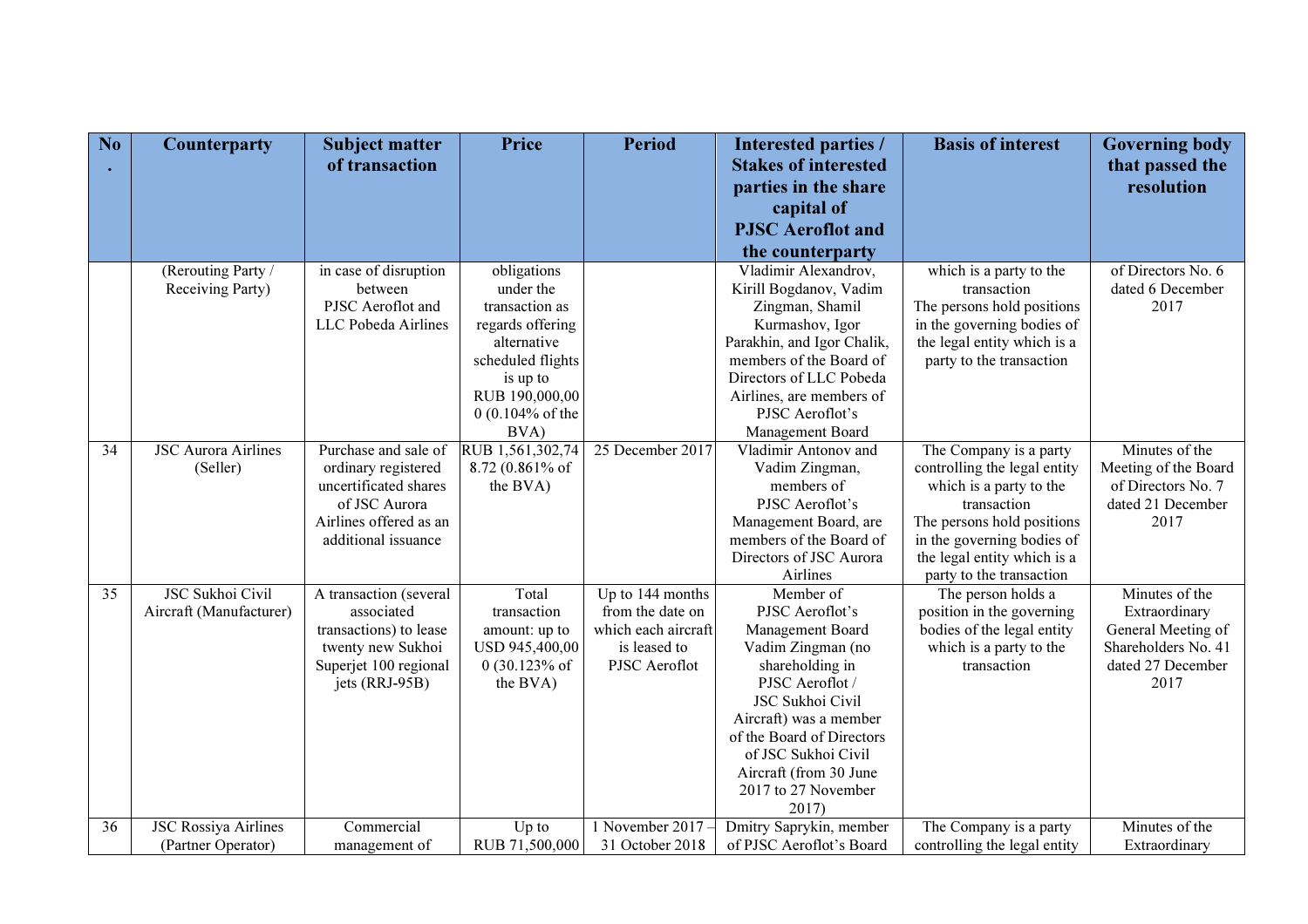| No. | Counterparty | Subject matter of transaction | Price | Period | Interested parties / Stakes of interested parties in the share capital of PJSC Aeroflot and the counterparty | Basis of interest | Governing body that passed the resolution |
|---|---|---|---|---|---|---|---|
| | (Rerouting Party / Receiving Party) | in case of disruption between PJSC Aeroflot and LLC Pobeda Airlines | obligations under the transaction as regards offering alternative scheduled flights is up to RUB 190,000,000 (0.104% of the BVA) | | Vladimir Alexandrov, Kirill Bogdanov, Vadim Zingman, Shamil Kurmashov, Igor Parakhin, and Igor Chalik, members of the Board of Directors of LLC Pobeda Airlines, are members of PJSC Aeroflot's Management Board | which is a party to the transaction The persons hold positions in the governing bodies of the legal entity which is a party to the transaction | of Directors No. 6 dated 6 December 2017 |
| 34 | JSC Aurora Airlines (Seller) | Purchase and sale of ordinary registered uncertificated shares of JSC Aurora Airlines offered as an additional issuance | RUB 1,561,302,748.72 (0.861% of the BVA) | 25 December 2017 | Vladimir Antonov and Vadim Zingman, members of PJSC Aeroflot's Management Board, are members of the Board of Directors of JSC Aurora Airlines | The Company is a party controlling the legal entity which is a party to the transaction The persons hold positions in the governing bodies of the legal entity which is a party to the transaction | Minutes of the Meeting of the Board of Directors No. 7 dated 21 December 2017 |
| 35 | JSC Sukhoi Civil Aircraft (Manufacturer) | A transaction (several associated transactions) to lease twenty new Sukhoi Superjet 100 regional jets (RRJ-95B) | Total transaction amount: up to USD 945,400,000 (30.123% of the BVA) | Up to 144 months from the date on which each aircraft is leased to PJSC Aeroflot | Member of PJSC Aeroflot's Management Board Vadim Zingman (no shareholding in PJSC Aeroflot / JSC Sukhoi Civil Aircraft) was a member of the Board of Directors of JSC Sukhoi Civil Aircraft (from 30 June 2017 to 27 November 2017) | The person holds a position in the governing bodies of the legal entity which is a party to the transaction | Minutes of the Extraordinary General Meeting of Shareholders No. 41 dated 27 December 2017 |
| 36 | JSC Rossiya Airlines (Partner Operator) | Commercial management of | Up to RUB 71,500,000 | 1 November 2017 – 31 October 2018 | Dmitry Saprykin, member of PJSC Aeroflot's Board | The Company is a party controlling the legal entity | Minutes of the Extraordinary |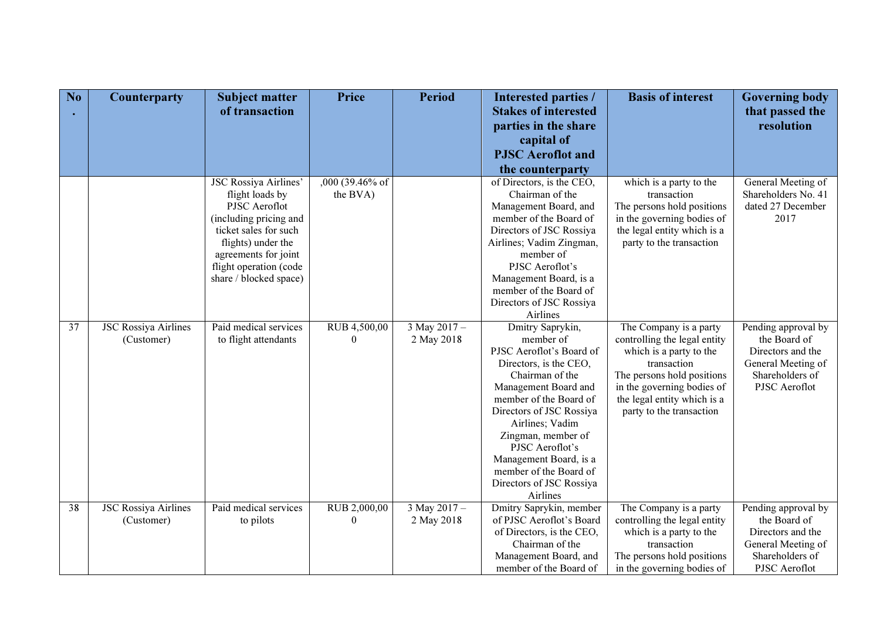| No. | Counterparty | Subject matter of transaction | Price | Period | Interested parties / Stakes of interested parties in the share capital of PJSC Aeroflot and the counterparty | Basis of interest | Governing body that passed the resolution |
|---|---|---|---|---|---|---|---|
| | | JSC Rossiya Airlines' flight loads by PJSC Aeroflot (including pricing and ticket sales for such flights) under the agreements for joint flight operation (code share / blocked space) | ,000 (39.46% of the BVA) | | of Directors, is the CEO, Chairman of the Management Board, and member of the Board of Directors of JSC Rossiya Airlines; Vadim Zingman, member of PJSC Aeroflot's Management Board, is a member of the Board of Directors of JSC Rossiya Airlines | which is a party to the transaction The persons hold positions in the governing bodies of the legal entity which is a party to the transaction | General Meeting of Shareholders No. 41 dated 27 December 2017 |
| 37 | JSC Rossiya Airlines (Customer) | Paid medical services to flight attendants | RUB 4,500,000 | 3 May 2017 – 2 May 2018 | Dmitry Saprykin, member of PJSC Aeroflot's Board of Directors, is the CEO, Chairman of the Management Board and member of the Board of Directors of JSC Rossiya Airlines; Vadim Zingman, member of PJSC Aeroflot's Management Board, is a member of the Board of Directors of JSC Rossiya Airlines | The Company is a party controlling the legal entity which is a party to the transaction The persons hold positions in the governing bodies of the legal entity which is a party to the transaction | Pending approval by the Board of Directors and the General Meeting of Shareholders of PJSC Aeroflot |
| 38 | JSC Rossiya Airlines (Customer) | Paid medical services to pilots | RUB 2,000,000 | 3 May 2017 – 2 May 2018 | Dmitry Saprykin, member of PJSC Aeroflot's Board of Directors, is the CEO, Chairman of the Management Board, and member of the Board of | The Company is a party controlling the legal entity which is a party to the transaction The persons hold positions in the governing bodies of | Pending approval by the Board of Directors and the General Meeting of Shareholders of PJSC Aeroflot |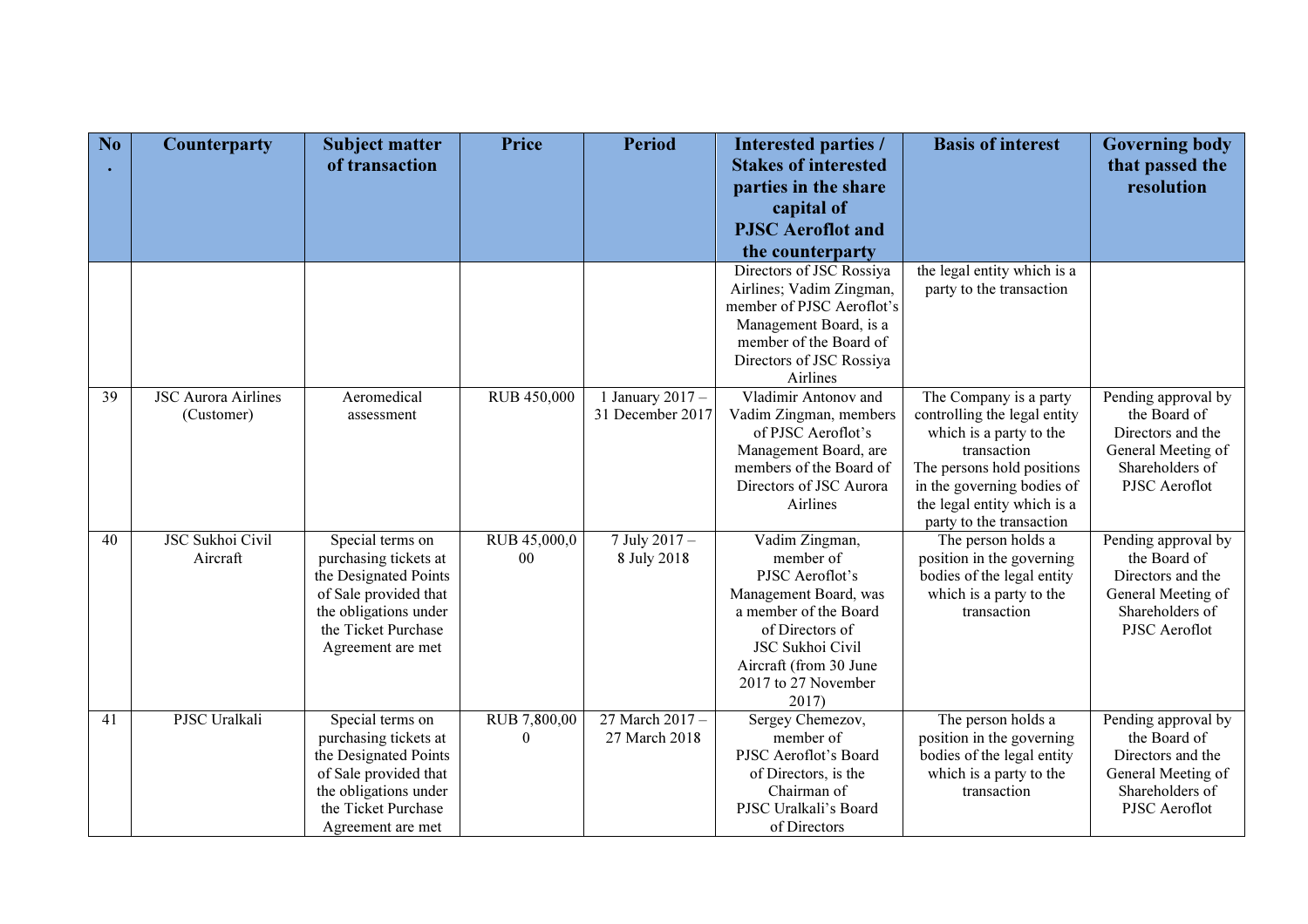| No. | Counterparty | Subject matter of transaction | Price | Period | Interested parties / Stakes of interested parties in the share capital of PJSC Aeroflot and the counterparty | Basis of interest | Governing body that passed the resolution |
|---|---|---|---|---|---|---|---|
| | | | | | Directors of JSC Rossiya Airlines; Vadim Zingman, member of PJSC Aeroflot's Management Board, is a member of the Board of Directors of JSC Rossiya Airlines | the legal entity which is a party to the transaction | |
| 39 | JSC Aurora Airlines (Customer) | Aeromedical assessment | RUB 450,000 | 1 January 2017 – 31 December 2017 | Vladimir Antonov and Vadim Zingman, members of PJSC Aeroflot's Management Board, are members of the Board of Directors of JSC Aurora Airlines | The Company is a party controlling the legal entity which is a party to the transaction The persons hold positions in the governing bodies of the legal entity which is a party to the transaction | Pending approval by the Board of Directors and the General Meeting of Shareholders of PJSC Aeroflot |
| 40 | JSC Sukhoi Civil Aircraft | Special terms on purchasing tickets at the Designated Points of Sale provided that the obligations under the Ticket Purchase Agreement are met | RUB 45,000,000 | 7 July 2017 – 8 July 2018 | Vadim Zingman, member of PJSC Aeroflot's Management Board, was a member of the Board of Directors of JSC Sukhoi Civil Aircraft (from 30 June 2017 to 27 November 2017) | The person holds a position in the governing bodies of the legal entity which is a party to the transaction | Pending approval by the Board of Directors and the General Meeting of Shareholders of PJSC Aeroflot |
| 41 | PJSC Uralkali | Special terms on purchasing tickets at the Designated Points of Sale provided that the obligations under the Ticket Purchase Agreement are met | RUB 7,800,000 | 27 March 2017 – 27 March 2018 | Sergey Chemezov, member of PJSC Aeroflot's Board of Directors, is the Chairman of PJSC Uralkali's Board of Directors | The person holds a position in the governing bodies of the legal entity which is a party to the transaction | Pending approval by the Board of Directors and the General Meeting of Shareholders of PJSC Aeroflot |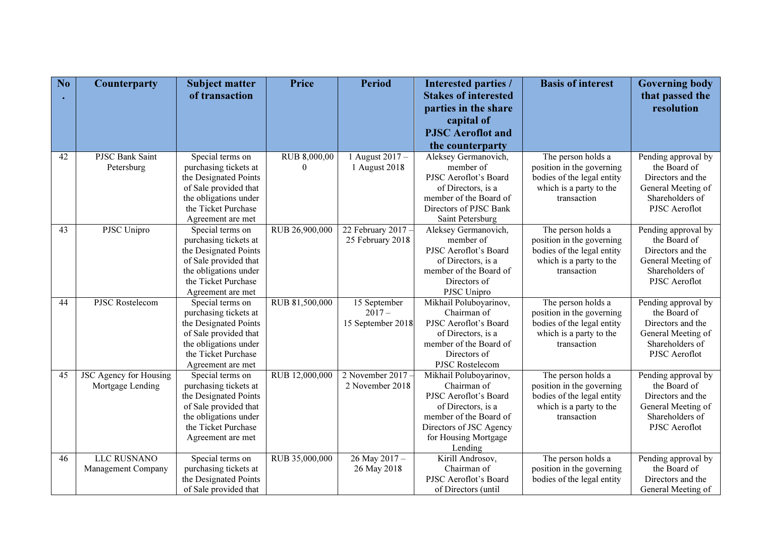| No. | Counterparty | Subject matter of transaction | Price | Period | Interested parties / Stakes of interested parties in the share capital of PJSC Aeroflot and the counterparty | Basis of interest | Governing body that passed the resolution |
|---|---|---|---|---|---|---|---|
| 42 | PJSC Bank Saint Petersburg | Special terms on purchasing tickets at the Designated Points of Sale provided that the obligations under the Ticket Purchase Agreement are met | RUB 8,000,000 | 1 August 2017 – 1 August 2018 | Aleksey Germanovich, member of PJSC Aeroflot's Board of Directors, is a member of the Board of Directors of PJSC Bank Saint Petersburg | The person holds a position in the governing bodies of the legal entity which is a party to the transaction | Pending approval by the Board of Directors and the General Meeting of Shareholders of PJSC Aeroflot |
| 43 | PJSC Unipro | Special terms on purchasing tickets at the Designated Points of Sale provided that the obligations under the Ticket Purchase Agreement are met | RUB 26,900,000 | 22 February 2017 – 25 February 2018 | Aleksey Germanovich, member of PJSC Aeroflot's Board of Directors, is a member of the Board of Directors of PJSC Unipro | The person holds a position in the governing bodies of the legal entity which is a party to the transaction | Pending approval by the Board of Directors and the General Meeting of Shareholders of PJSC Aeroflot |
| 44 | PJSC Rostelecom | Special terms on purchasing tickets at the Designated Points of Sale provided that the obligations under the Ticket Purchase Agreement are met | RUB 81,500,000 | 15 September 2017 – 15 September 2018 | Mikhail Poluboyarinov, Chairman of PJSC Aeroflot's Board of Directors, is a member of the Board of Directors of PJSC Rostelecom | The person holds a position in the governing bodies of the legal entity which is a party to the transaction | Pending approval by the Board of Directors and the General Meeting of Shareholders of PJSC Aeroflot |
| 45 | JSC Agency for Housing Mortgage Lending | Special terms on purchasing tickets at the Designated Points of Sale provided that the obligations under the Ticket Purchase Agreement are met | RUB 12,000,000 | 2 November 2017 – 2 November 2018 | Mikhail Poluboyarinov, Chairman of PJSC Aeroflot's Board of Directors, is a member of the Board of Directors of JSC Agency for Housing Mortgage Lending | The person holds a position in the governing bodies of the legal entity which is a party to the transaction | Pending approval by the Board of Directors and the General Meeting of Shareholders of PJSC Aeroflot |
| 46 | LLC RUSNANO Management Company | Special terms on purchasing tickets at the Designated Points of Sale provided that | RUB 35,000,000 | 26 May 2017 – 26 May 2018 | Kirill Androsov, Chairman of PJSC Aeroflot's Board of Directors (until | The person holds a position in the governing bodies of the legal entity | Pending approval by the Board of Directors and the General Meeting of |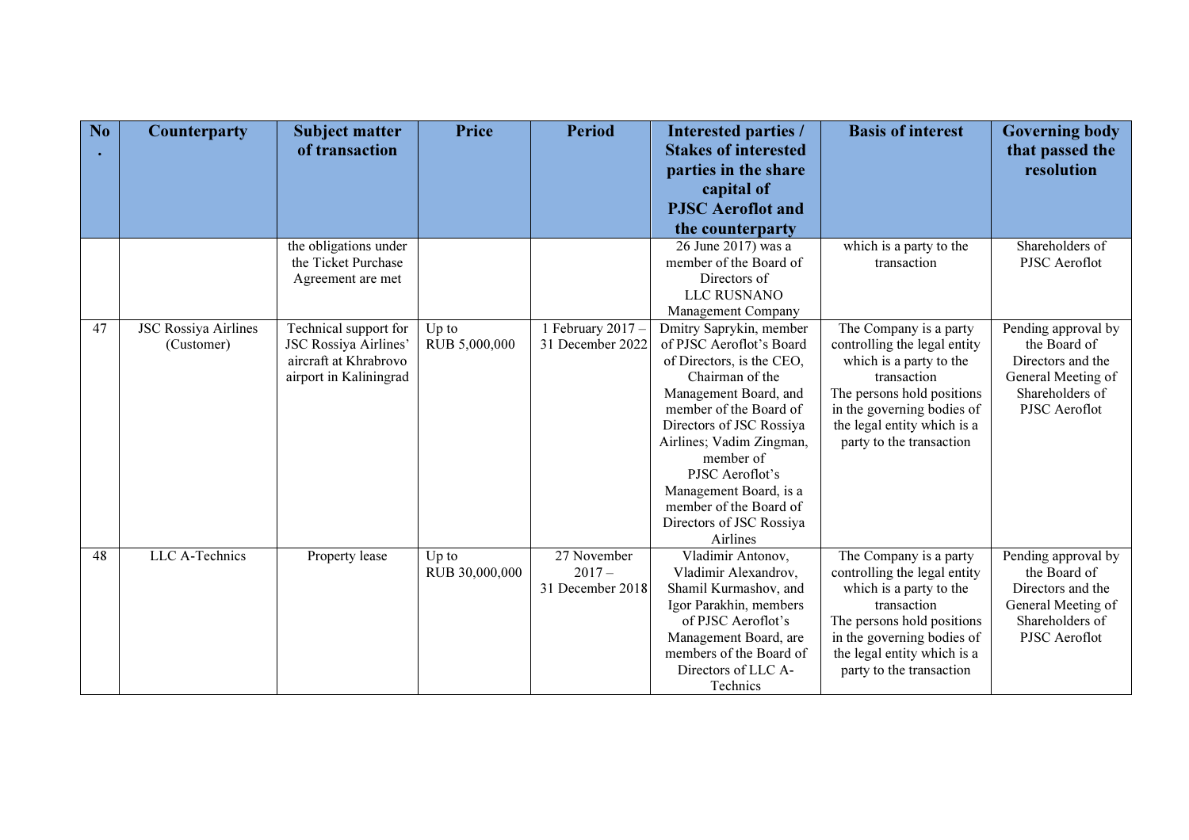| No. | Counterparty | Subject matter of transaction | Price | Period | Interested parties / Stakes of interested parties in the share capital of PJSC Aeroflot and the counterparty | Basis of interest | Governing body that passed the resolution |
|---|---|---|---|---|---|---|---|
| | | the obligations under the Ticket Purchase Agreement are met | | | 26 June 2017) was a member of the Board of Directors of LLC RUSNANO Management Company | which is a party to the transaction | Shareholders of PJSC Aeroflot |
| 47 | JSC Rossiya Airlines (Customer) | Technical support for JSC Rossiya Airlines' aircraft at Khrabrovo airport in Kaliningrad | Up to RUB 5,000,000 | 1 February 2017 – 31 December 2022 | Dmitry Saprykin, member of PJSC Aeroflot's Board of Directors, is the CEO, Chairman of the Management Board, and member of the Board of Directors of JSC Rossiya Airlines; Vadim Zingman, member of PJSC Aeroflot's Management Board, is a member of the Board of Directors of JSC Rossiya Airlines | The Company is a party controlling the legal entity which is a party to the transaction The persons hold positions in the governing bodies of the legal entity which is a party to the transaction | Pending approval by the Board of Directors and the General Meeting of Shareholders of PJSC Aeroflot |
| 48 | LLC A-Technics | Property lease | Up to RUB 30,000,000 | 27 November 2017 – 31 December 2018 | Vladimir Antonov, Vladimir Alexandrov, Shamil Kurmashov, and Igor Parakhin, members of PJSC Aeroflot's Management Board, are members of the Board of Directors of LLC A-Technics | The Company is a party controlling the legal entity which is a party to the transaction The persons hold positions in the governing bodies of the legal entity which is a party to the transaction | Pending approval by the Board of Directors and the General Meeting of Shareholders of PJSC Aeroflot |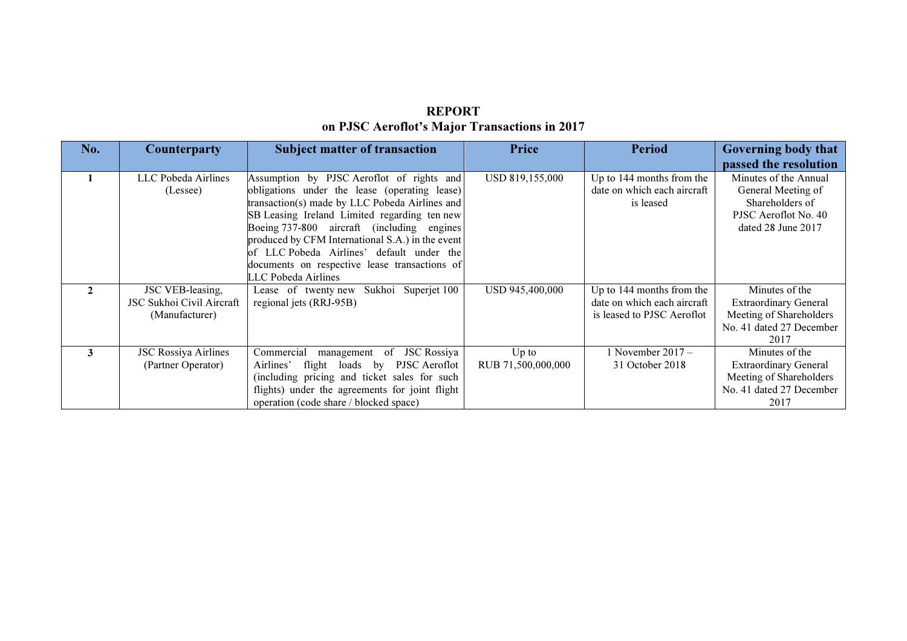# REPORT
## on PJSC Aeroflot's Major Transactions in 2017

| No. | Counterparty | Subject matter of transaction | Price | Period | Governing body that passed the resolution |
|---|---|---|---|---|---|
| 1 | LLC Pobeda Airlines (Lessee) | Assumption by PJSC Aeroflot of rights and obligations under the lease (operating lease) transaction(s) made by LLC Pobeda Airlines and SB Leasing Ireland Limited regarding ten new Boeing 737-800 aircraft (including engines produced by CFM International S.A.) in the event of LLC Pobeda Airlines' default under the documents on respective lease transactions of LLC Pobeda Airlines | USD 819,155,000 | Up to 144 months from the date on which each aircraft is leased | Minutes of the Annual General Meeting of Shareholders of PJSC Aeroflot No. 40 dated 28 June 2017 |
| 2 | JSC VEB-leasing, JSC Sukhoi Civil Aircraft (Manufacturer) | Lease of twenty new Sukhoi Superjet 100 regional jets (RRJ-95B) | USD 945,400,000 | Up to 144 months from the date on which each aircraft is leased to PJSC Aeroflot | Minutes of the Extraordinary General Meeting of Shareholders No. 41 dated 27 December 2017 |
| 3 | JSC Rossiya Airlines (Partner Operator) | Commercial management of JSC Rossiya Airlines' flight loads by PJSC Aeroflot (including pricing and ticket sales for such flights) under the agreements for joint flight operation (code share / blocked space) | Up to RUB 71,500,000,000 | 1 November 2017 – 31 October 2018 | Minutes of the Extraordinary General Meeting of Shareholders No. 41 dated 27 December 2017 |